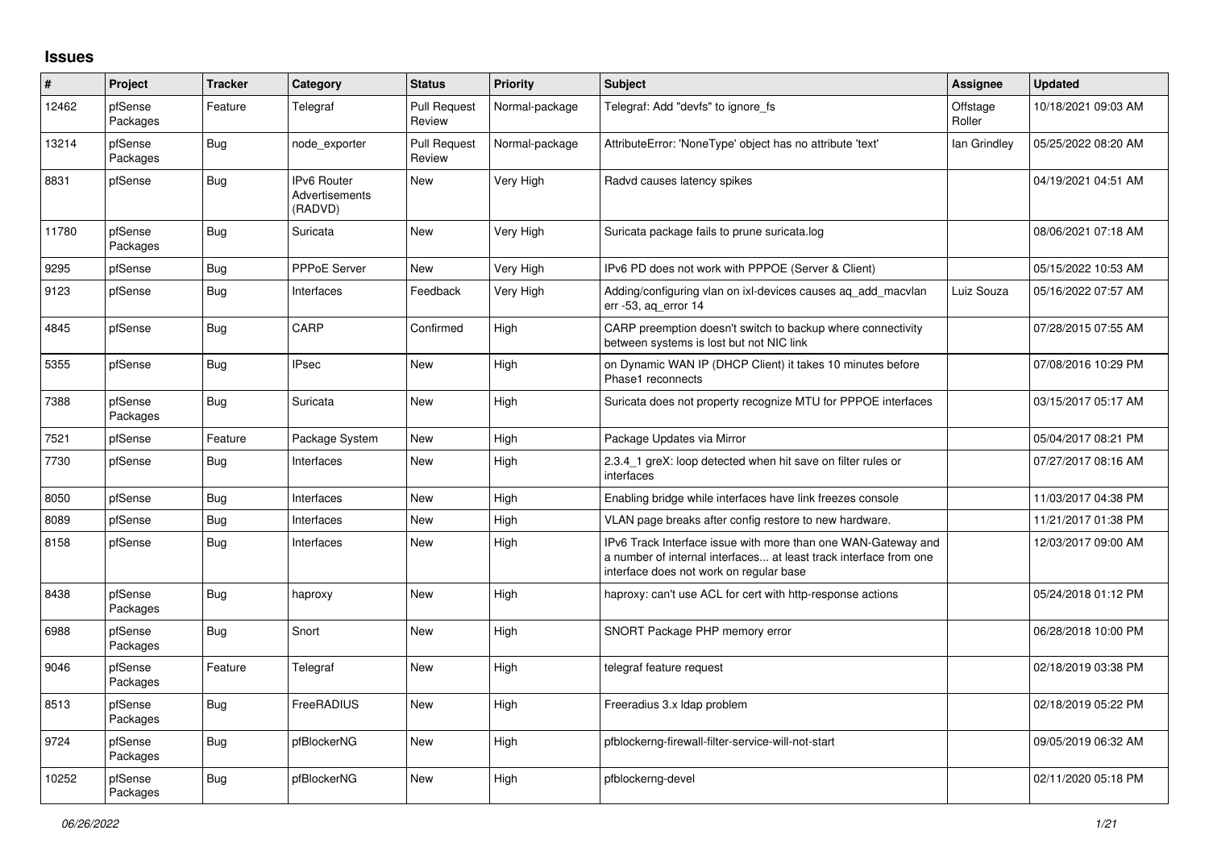## Issues

| # | Project | Tracker | Category | Status | Priority | Subject | Assignee | Updated |
|---|---|---|---|---|---|---|---|---|
| 12462 | pfSense Packages | Feature | Telegraf | Pull Request Review | Normal-package | Telegraf: Add "devfs" to ignore_fs | Offstage Roller | 10/18/2021 09:03 AM |
| 13214 | pfSense Packages | Bug | node_exporter | Pull Request Review | Normal-package | AttributeError: 'NoneType' object has no attribute 'text' | Ian Grindley | 05/25/2022 08:20 AM |
| 8831 | pfSense | Bug | IPv6 Router Advertisements (RADVD) | New | Very High | Radvd causes latency spikes | | 04/19/2021 04:51 AM |
| 11780 | pfSense Packages | Bug | Suricata | New | Very High | Suricata package fails to prune suricata.log | | 08/06/2021 07:18 AM |
| 9295 | pfSense | Bug | PPPoE Server | New | Very High | IPv6 PD does not work with PPPOE (Server & Client) | | 05/15/2022 10:53 AM |
| 9123 | pfSense | Bug | Interfaces | Feedback | Very High | Adding/configuring vlan on ixl-devices causes aq_add_macvlan err -53, aq_error 14 | Luiz Souza | 05/16/2022 07:57 AM |
| 4845 | pfSense | Bug | CARP | Confirmed | High | CARP preemption doesn't switch to backup where connectivity between systems is lost but not NIC link | | 07/28/2015 07:55 AM |
| 5355 | pfSense | Bug | IPsec | New | High | on Dynamic WAN IP (DHCP Client) it takes 10 minutes before Phase1 reconnects | | 07/08/2016 10:29 PM |
| 7388 | pfSense Packages | Bug | Suricata | New | High | Suricata does not property recognize MTU for PPPOE interfaces | | 03/15/2017 05:17 AM |
| 7521 | pfSense | Feature | Package System | New | High | Package Updates via Mirror | | 05/04/2017 08:21 PM |
| 7730 | pfSense | Bug | Interfaces | New | High | 2.3.4_1 greX: loop detected when hit save on filter rules or interfaces | | 07/27/2017 08:16 AM |
| 8050 | pfSense | Bug | Interfaces | New | High | Enabling bridge while interfaces have link freezes console | | 11/03/2017 04:38 PM |
| 8089 | pfSense | Bug | Interfaces | New | High | VLAN page breaks after config restore to new hardware. | | 11/21/2017 01:38 PM |
| 8158 | pfSense | Bug | Interfaces | New | High | IPv6 Track Interface issue with more than one WAN-Gateway and a number of internal interfaces... at least track interface from one interface does not work on regular base | | 12/03/2017 09:00 AM |
| 8438 | pfSense Packages | Bug | haproxy | New | High | haproxy: can't use ACL for cert with http-response actions | | 05/24/2018 01:12 PM |
| 6988 | pfSense Packages | Bug | Snort | New | High | SNORT Package PHP memory error | | 06/28/2018 10:00 PM |
| 9046 | pfSense Packages | Feature | Telegraf | New | High | telegraf feature request | | 02/18/2019 03:38 PM |
| 8513 | pfSense Packages | Bug | FreeRADIUS | New | High | Freeradius 3.x ldap problem | | 02/18/2019 05:22 PM |
| 9724 | pfSense Packages | Bug | pfBlockerNG | New | High | pfblockerng-firewall-filter-service-will-not-start | | 09/05/2019 06:32 AM |
| 10252 | pfSense Packages | Bug | pfBlockerNG | New | High | pfblockerng-devel | | 02/11/2020 05:18 PM |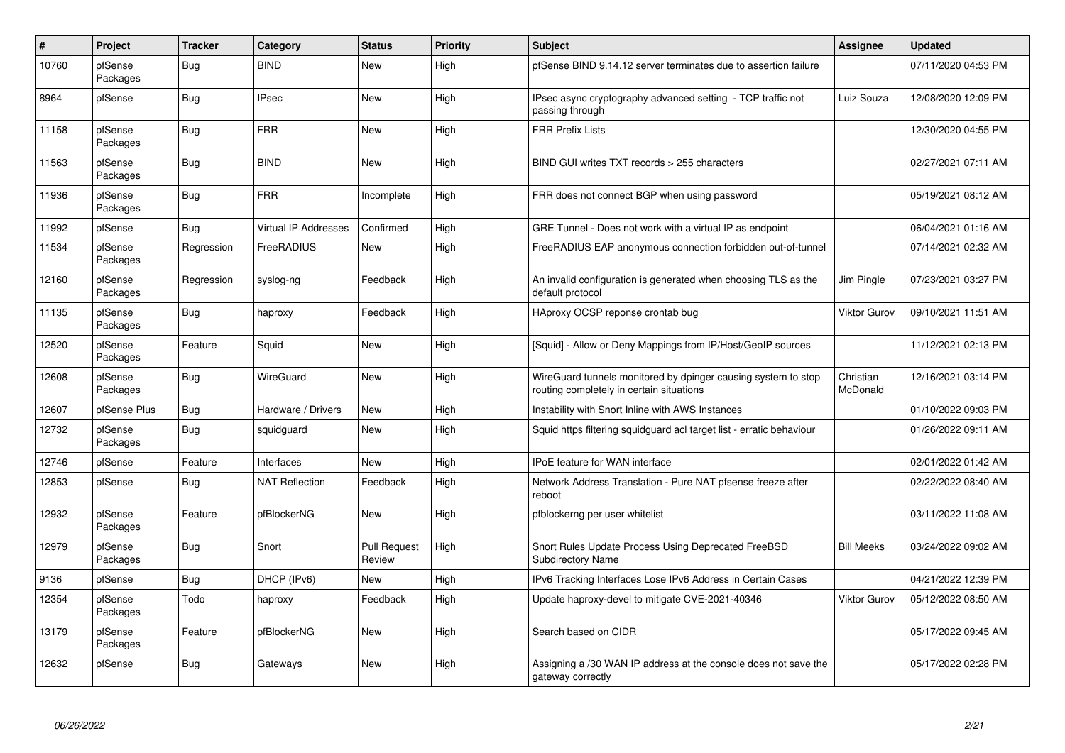| # | Project | Tracker | Category | Status | Priority | Subject | Assignee | Updated |
|---|---|---|---|---|---|---|---|---|
| 10760 | pfSense Packages | Bug | BIND | New | High | pfSense BIND 9.14.12 server terminates due to assertion failure | | 07/11/2020 04:53 PM |
| 8964 | pfSense | Bug | IPsec | New | High | IPsec async cryptography advanced setting - TCP traffic not passing through | Luiz Souza | 12/08/2020 12:09 PM |
| 11158 | pfSense Packages | Bug | FRR | New | High | FRR Prefix Lists | | 12/30/2020 04:55 PM |
| 11563 | pfSense Packages | Bug | BIND | New | High | BIND GUI writes TXT records > 255 characters | | 02/27/2021 07:11 AM |
| 11936 | pfSense Packages | Bug | FRR | Incomplete | High | FRR does not connect BGP when using password | | 05/19/2021 08:12 AM |
| 11992 | pfSense | Bug | Virtual IP Addresses | Confirmed | High | GRE Tunnel - Does not work with a virtual IP as endpoint | | 06/04/2021 01:16 AM |
| 11534 | pfSense Packages | Regression | FreeRADIUS | New | High | FreeRADIUS EAP anonymous connection forbidden out-of-tunnel | | 07/14/2021 02:32 AM |
| 12160 | pfSense Packages | Regression | syslog-ng | Feedback | High | An invalid configuration is generated when choosing TLS as the default protocol | Jim Pingle | 07/23/2021 03:27 PM |
| 11135 | pfSense Packages | Bug | haproxy | Feedback | High | HAproxy OCSP reponse crontab bug | Viktor Gurov | 09/10/2021 11:51 AM |
| 12520 | pfSense Packages | Feature | Squid | New | High | [Squid] - Allow or Deny Mappings from IP/Host/GeoIP sources | | 11/12/2021 02:13 PM |
| 12608 | pfSense Packages | Bug | WireGuard | New | High | WireGuard tunnels monitored by dpinger causing system to stop routing completely in certain situations | Christian McDonald | 12/16/2021 03:14 PM |
| 12607 | pfSense Plus | Bug | Hardware / Drivers | New | High | Instability with Snort Inline with AWS Instances | | 01/10/2022 09:03 PM |
| 12732 | pfSense Packages | Bug | squidguard | New | High | Squid https filtering squidguard acl target list - erratic behaviour | | 01/26/2022 09:11 AM |
| 12746 | pfSense | Feature | Interfaces | New | High | IPoE feature for WAN interface | | 02/01/2022 01:42 AM |
| 12853 | pfSense | Bug | NAT Reflection | Feedback | High | Network Address Translation - Pure NAT pfsense freeze after reboot | | 02/22/2022 08:40 AM |
| 12932 | pfSense Packages | Feature | pfBlockerNG | New | High | pfblockerng per user whitelist | | 03/11/2022 11:08 AM |
| 12979 | pfSense Packages | Bug | Snort | Pull Request Review | High | Snort Rules Update Process Using Deprecated FreeBSD Subdirectory Name | Bill Meeks | 03/24/2022 09:02 AM |
| 9136 | pfSense | Bug | DHCP (IPv6) | New | High | IPv6 Tracking Interfaces Lose IPv6 Address in Certain Cases | | 04/21/2022 12:39 PM |
| 12354 | pfSense Packages | Todo | haproxy | Feedback | High | Update haproxy-devel to mitigate CVE-2021-40346 | Viktor Gurov | 05/12/2022 08:50 AM |
| 13179 | pfSense Packages | Feature | pfBlockerNG | New | High | Search based on CIDR | | 05/17/2022 09:45 AM |
| 12632 | pfSense | Bug | Gateways | New | High | Assigning a /30 WAN IP address at the console does not save the gateway correctly | | 05/17/2022 02:28 PM |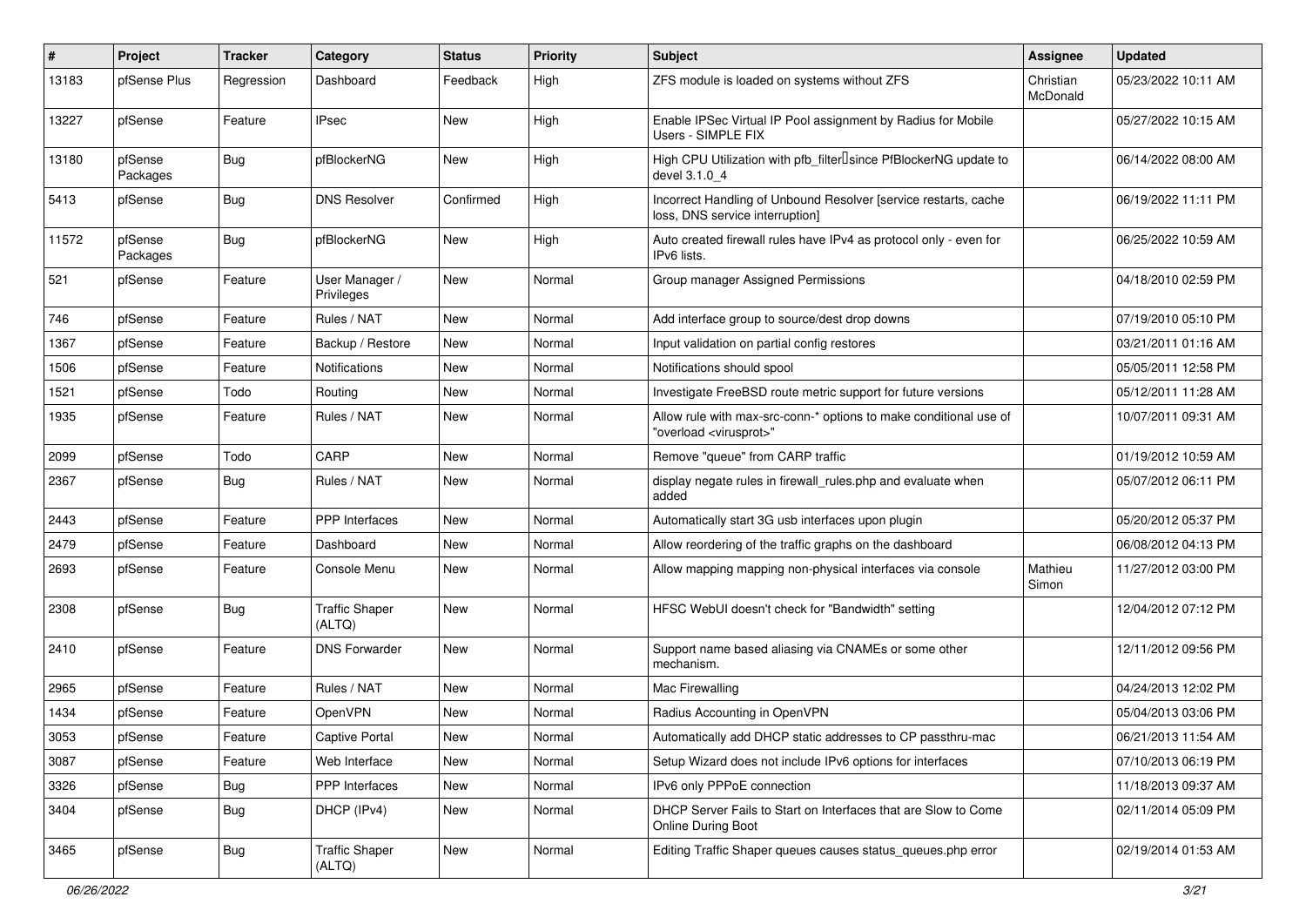| # | Project | Tracker | Category | Status | Priority | Subject | Assignee | Updated |
|---|---|---|---|---|---|---|---|---|
| 13183 | pfSense Plus | Regression | Dashboard | Feedback | High | ZFS module is loaded on systems without ZFS | Christian McDonald | 05/23/2022 10:11 AM |
| 13227 | pfSense | Feature | IPsec | New | High | Enable IPSec Virtual IP Pool assignment by Radius for Mobile Users - SIMPLE FIX | | 05/27/2022 10:15 AM |
| 13180 | pfSense Packages | Bug | pfBlockerNG | New | High | High CPU Utilization with pfb_filter since PfBlockerNG update to devel 3.1.0_4 | | 06/14/2022 08:00 AM |
| 5413 | pfSense | Bug | DNS Resolver | Confirmed | High | Incorrect Handling of Unbound Resolver [service restarts, cache loss, DNS service interruption] | | 06/19/2022 11:11 PM |
| 11572 | pfSense Packages | Bug | pfBlockerNG | New | High | Auto created firewall rules have IPv4 as protocol only - even for IPv6 lists. | | 06/25/2022 10:59 AM |
| 521 | pfSense | Feature | User Manager / Privileges | New | Normal | Group manager Assigned Permissions | | 04/18/2010 02:59 PM |
| 746 | pfSense | Feature | Rules / NAT | New | Normal | Add interface group to source/dest drop downs | | 07/19/2010 05:10 PM |
| 1367 | pfSense | Feature | Backup / Restore | New | Normal | Input validation on partial config restores | | 03/21/2011 01:16 AM |
| 1506 | pfSense | Feature | Notifications | New | Normal | Notifications should spool | | 05/05/2011 12:58 PM |
| 1521 | pfSense | Todo | Routing | New | Normal | Investigate FreeBSD route metric support for future versions | | 05/12/2011 11:28 AM |
| 1935 | pfSense | Feature | Rules / NAT | New | Normal | Allow rule with max-src-conn-* options to make conditional use of "overload <virusprot>" | | 10/07/2011 09:31 AM |
| 2099 | pfSense | Todo | CARP | New | Normal | Remove "queue" from CARP traffic | | 01/19/2012 10:59 AM |
| 2367 | pfSense | Bug | Rules / NAT | New | Normal | display negate rules in firewall_rules.php and evaluate when added | | 05/07/2012 06:11 PM |
| 2443 | pfSense | Feature | PPP Interfaces | New | Normal | Automatically start 3G usb interfaces upon plugin | | 05/20/2012 05:37 PM |
| 2479 | pfSense | Feature | Dashboard | New | Normal | Allow reordering of the traffic graphs on the dashboard | | 06/08/2012 04:13 PM |
| 2693 | pfSense | Feature | Console Menu | New | Normal | Allow mapping mapping non-physical interfaces via console | Mathieu Simon | 11/27/2012 03:00 PM |
| 2308 | pfSense | Bug | Traffic Shaper (ALTQ) | New | Normal | HFSC WebUI doesn't check for "Bandwidth" setting | | 12/04/2012 07:12 PM |
| 2410 | pfSense | Feature | DNS Forwarder | New | Normal | Support name based aliasing via CNAMEs or some other mechanism. | | 12/11/2012 09:56 PM |
| 2965 | pfSense | Feature | Rules / NAT | New | Normal | Mac Firewalling | | 04/24/2013 12:02 PM |
| 1434 | pfSense | Feature | OpenVPN | New | Normal | Radius Accounting in OpenVPN | | 05/04/2013 03:06 PM |
| 3053 | pfSense | Feature | Captive Portal | New | Normal | Automatically add DHCP static addresses to CP passthru-mac | | 06/21/2013 11:54 AM |
| 3087 | pfSense | Feature | Web Interface | New | Normal | Setup Wizard does not include IPv6 options for interfaces | | 07/10/2013 06:19 PM |
| 3326 | pfSense | Bug | PPP Interfaces | New | Normal | IPv6 only PPPoE connection | | 11/18/2013 09:37 AM |
| 3404 | pfSense | Bug | DHCP (IPv4) | New | Normal | DHCP Server Fails to Start on Interfaces that are Slow to Come Online During Boot | | 02/11/2014 05:09 PM |
| 3465 | pfSense | Bug | Traffic Shaper (ALTQ) | New | Normal | Editing Traffic Shaper queues causes status_queues.php error | | 02/19/2014 01:53 AM |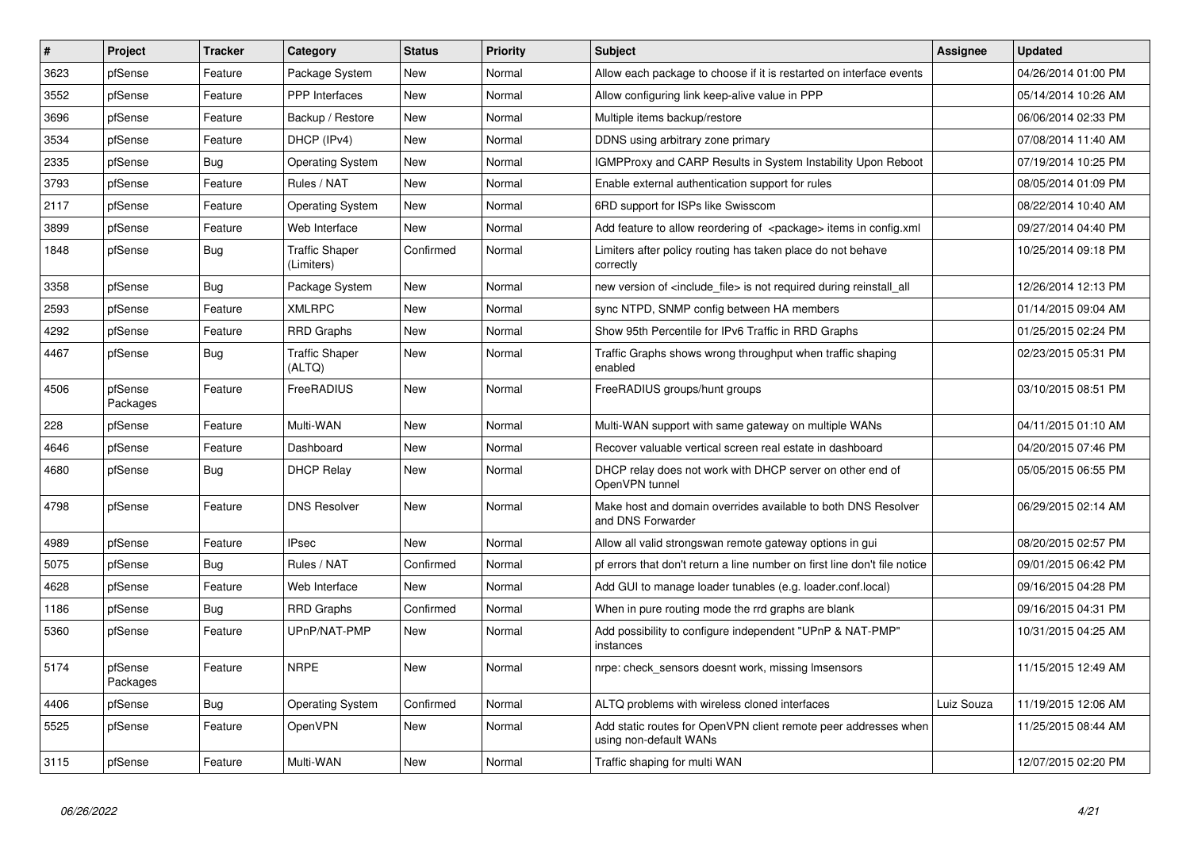| # | Project | Tracker | Category | Status | Priority | Subject | Assignee | Updated |
|---|---|---|---|---|---|---|---|---|
| 3623 | pfSense | Feature | Package System | New | Normal | Allow each package to choose if it is restarted on interface events | | 04/26/2014 01:00 PM |
| 3552 | pfSense | Feature | PPP Interfaces | New | Normal | Allow configuring link keep-alive value in PPP | | 05/14/2014 10:26 AM |
| 3696 | pfSense | Feature | Backup / Restore | New | Normal | Multiple items backup/restore | | 06/06/2014 02:33 PM |
| 3534 | pfSense | Feature | DHCP (IPv4) | New | Normal | DDNS using arbitrary zone primary | | 07/08/2014 11:40 AM |
| 2335 | pfSense | Bug | Operating System | New | Normal | IGMPProxy and CARP Results in System Instability Upon Reboot | | 07/19/2014 10:25 PM |
| 3793 | pfSense | Feature | Rules / NAT | New | Normal | Enable external authentication support for rules | | 08/05/2014 01:09 PM |
| 2117 | pfSense | Feature | Operating System | New | Normal | 6RD support for ISPs like Swisscom | | 08/22/2014 10:40 AM |
| 3899 | pfSense | Feature | Web Interface | New | Normal | Add feature to allow reordering of <package> items in config.xml | | 09/27/2014 04:40 PM |
| 1848 | pfSense | Bug | Traffic Shaper (Limiters) | Confirmed | Normal | Limiters after policy routing has taken place do not behave correctly | | 10/25/2014 09:18 PM |
| 3358 | pfSense | Bug | Package System | New | Normal | new version of <include_file> is not required during reinstall_all | | 12/26/2014 12:13 PM |
| 2593 | pfSense | Feature | XMLRPC | New | Normal | sync NTPD, SNMP config between HA members | | 01/14/2015 09:04 AM |
| 4292 | pfSense | Feature | RRD Graphs | New | Normal | Show 95th Percentile for IPv6 Traffic in RRD Graphs | | 01/25/2015 02:24 PM |
| 4467 | pfSense | Bug | Traffic Shaper (ALTQ) | New | Normal | Traffic Graphs shows wrong throughput when traffic shaping enabled | | 02/23/2015 05:31 PM |
| 4506 | pfSense Packages | Feature | FreeRADIUS | New | Normal | FreeRADIUS groups/hunt groups | | 03/10/2015 08:51 PM |
| 228 | pfSense | Feature | Multi-WAN | New | Normal | Multi-WAN support with same gateway on multiple WANs | | 04/11/2015 01:10 AM |
| 4646 | pfSense | Feature | Dashboard | New | Normal | Recover valuable vertical screen real estate in dashboard | | 04/20/2015 07:46 PM |
| 4680 | pfSense | Bug | DHCP Relay | New | Normal | DHCP relay does not work with DHCP server on other end of OpenVPN tunnel | | 05/05/2015 06:55 PM |
| 4798 | pfSense | Feature | DNS Resolver | New | Normal | Make host and domain overrides available to both DNS Resolver and DNS Forwarder | | 06/29/2015 02:14 AM |
| 4989 | pfSense | Feature | IPsec | New | Normal | Allow all valid strongswan remote gateway options in gui | | 08/20/2015 02:57 PM |
| 5075 | pfSense | Bug | Rules / NAT | Confirmed | Normal | pf errors that don't return a line number on first line don't file notice | | 09/01/2015 06:42 PM |
| 4628 | pfSense | Feature | Web Interface | New | Normal | Add GUI to manage loader tunables (e.g. loader.conf.local) | | 09/16/2015 04:28 PM |
| 1186 | pfSense | Bug | RRD Graphs | Confirmed | Normal | When in pure routing mode the rrd graphs are blank | | 09/16/2015 04:31 PM |
| 5360 | pfSense | Feature | UPnP/NAT-PMP | New | Normal | Add possibility to configure independent "UPnP & NAT-PMP" instances | | 10/31/2015 04:25 AM |
| 5174 | pfSense Packages | Feature | NRPE | New | Normal | nrpe: check_sensors doesnt work, missing lmsensors | | 11/15/2015 12:49 AM |
| 4406 | pfSense | Bug | Operating System | Confirmed | Normal | ALTQ problems with wireless cloned interfaces | Luiz Souza | 11/19/2015 12:06 AM |
| 5525 | pfSense | Feature | OpenVPN | New | Normal | Add static routes for OpenVPN client remote peer addresses when using non-default WANs | | 11/25/2015 08:44 AM |
| 3115 | pfSense | Feature | Multi-WAN | New | Normal | Traffic shaping for multi WAN | | 12/07/2015 02:20 PM |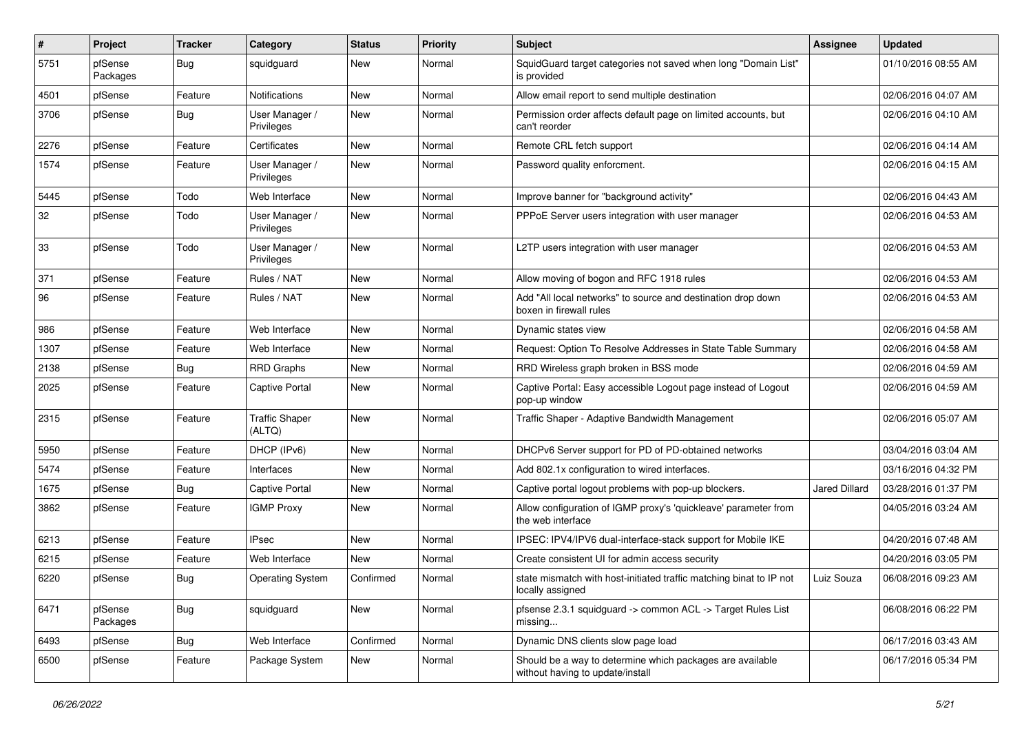| # | Project | Tracker | Category | Status | Priority | Subject | Assignee | Updated |
| --- | --- | --- | --- | --- | --- | --- | --- | --- |
| 5751 | pfSense Packages | Bug | squidguard | New | Normal | SquidGuard target categories not saved when long "Domain List" is provided | | 01/10/2016 08:55 AM |
| 4501 | pfSense | Feature | Notifications | New | Normal | Allow email report to send multiple destination | | 02/06/2016 04:07 AM |
| 3706 | pfSense | Bug | User Manager / Privileges | New | Normal | Permission order affects default page on limited accounts, but can't reorder | | 02/06/2016 04:10 AM |
| 2276 | pfSense | Feature | Certificates | New | Normal | Remote CRL fetch support | | 02/06/2016 04:14 AM |
| 1574 | pfSense | Feature | User Manager / Privileges | New | Normal | Password quality enforcment. | | 02/06/2016 04:15 AM |
| 5445 | pfSense | Todo | Web Interface | New | Normal | Improve banner for "background activity" | | 02/06/2016 04:43 AM |
| 32 | pfSense | Todo | User Manager / Privileges | New | Normal | PPPoE Server users integration with user manager | | 02/06/2016 04:53 AM |
| 33 | pfSense | Todo | User Manager / Privileges | New | Normal | L2TP users integration with user manager | | 02/06/2016 04:53 AM |
| 371 | pfSense | Feature | Rules / NAT | New | Normal | Allow moving of bogon and RFC 1918 rules | | 02/06/2016 04:53 AM |
| 96 | pfSense | Feature | Rules / NAT | New | Normal | Add "All local networks" to source and destination drop down boxen in firewall rules | | 02/06/2016 04:53 AM |
| 986 | pfSense | Feature | Web Interface | New | Normal | Dynamic states view | | 02/06/2016 04:58 AM |
| 1307 | pfSense | Feature | Web Interface | New | Normal | Request: Option To Resolve Addresses in State Table Summary | | 02/06/2016 04:58 AM |
| 2138 | pfSense | Bug | RRD Graphs | New | Normal | RRD Wireless graph broken in BSS mode | | 02/06/2016 04:59 AM |
| 2025 | pfSense | Feature | Captive Portal | New | Normal | Captive Portal: Easy accessible Logout page instead of Logout pop-up window | | 02/06/2016 04:59 AM |
| 2315 | pfSense | Feature | Traffic Shaper (ALTQ) | New | Normal | Traffic Shaper - Adaptive Bandwidth Management | | 02/06/2016 05:07 AM |
| 5950 | pfSense | Feature | DHCP (IPv6) | New | Normal | DHCPv6 Server support for PD of PD-obtained networks | | 03/04/2016 03:04 AM |
| 5474 | pfSense | Feature | Interfaces | New | Normal | Add 802.1x configuration to wired interfaces. | | 03/16/2016 04:32 PM |
| 1675 | pfSense | Bug | Captive Portal | New | Normal | Captive portal logout problems with pop-up blockers. | Jared Dillard | 03/28/2016 01:37 PM |
| 3862 | pfSense | Feature | IGMP Proxy | New | Normal | Allow configuration of IGMP proxy's 'quickleave' parameter from the web interface | | 04/05/2016 03:24 AM |
| 6213 | pfSense | Feature | IPsec | New | Normal | IPSEC: IPV4/IPV6 dual-interface-stack support for Mobile IKE | | 04/20/2016 07:48 AM |
| 6215 | pfSense | Feature | Web Interface | New | Normal | Create consistent UI for admin access security | | 04/20/2016 03:05 PM |
| 6220 | pfSense | Bug | Operating System | Confirmed | Normal | state mismatch with host-initiated traffic matching binat to IP not locally assigned | Luiz Souza | 06/08/2016 09:23 AM |
| 6471 | pfSense Packages | Bug | squidguard | New | Normal | pfsense 2.3.1 squidguard -> common ACL -> Target Rules List missing... | | 06/08/2016 06:22 PM |
| 6493 | pfSense | Bug | Web Interface | Confirmed | Normal | Dynamic DNS clients slow page load | | 06/17/2016 03:43 AM |
| 6500 | pfSense | Feature | Package System | New | Normal | Should be a way to determine which packages are available without having to update/install | | 06/17/2016 05:34 PM |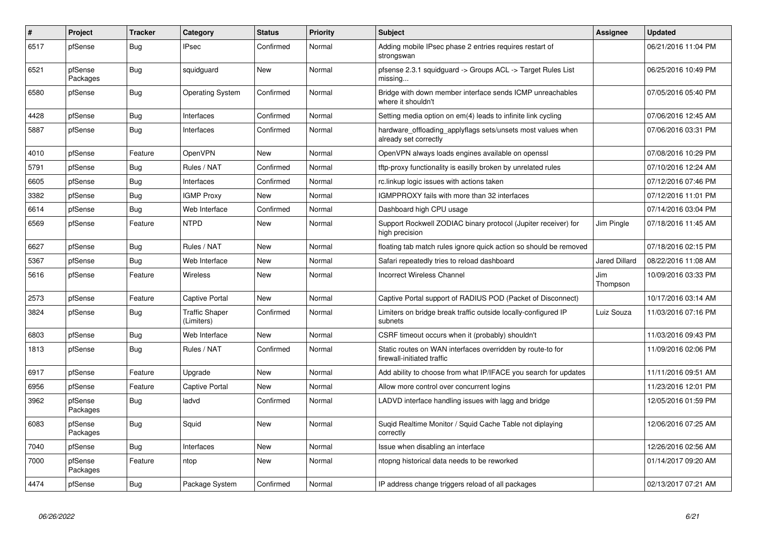| # | Project | Tracker | Category | Status | Priority | Subject | Assignee | Updated |
|---|---|---|---|---|---|---|---|---|
| 6517 | pfSense | Bug | IPsec | Confirmed | Normal | Adding mobile IPsec phase 2 entries requires restart of strongswan | | 06/21/2016 11:04 PM |
| 6521 | pfSense Packages | Bug | squidguard | New | Normal | pfsense 2.3.1 squidguard -> Groups ACL -> Target Rules List missing... | | 06/25/2016 10:49 PM |
| 6580 | pfSense | Bug | Operating System | Confirmed | Normal | Bridge with down member interface sends ICMP unreachables where it shouldn't | | 07/05/2016 05:40 PM |
| 4428 | pfSense | Bug | Interfaces | Confirmed | Normal | Setting media option on em(4) leads to infinite link cycling | | 07/06/2016 12:45 AM |
| 5887 | pfSense | Bug | Interfaces | Confirmed | Normal | hardware_offloading_applyflags sets/unsets most values when already set correctly | | 07/06/2016 03:31 PM |
| 4010 | pfSense | Feature | OpenVPN | New | Normal | OpenVPN always loads engines available on openssl | | 07/08/2016 10:29 PM |
| 5791 | pfSense | Bug | Rules / NAT | Confirmed | Normal | tftp-proxy functionality is easilly broken by unrelated rules | | 07/10/2016 12:24 AM |
| 6605 | pfSense | Bug | Interfaces | Confirmed | Normal | rc.linkup logic issues with actions taken | | 07/12/2016 07:46 PM |
| 3382 | pfSense | Bug | IGMP Proxy | New | Normal | IGMPPROXY fails with more than 32 interfaces | | 07/12/2016 11:01 PM |
| 6614 | pfSense | Bug | Web Interface | Confirmed | Normal | Dashboard high CPU usage | | 07/14/2016 03:04 PM |
| 6569 | pfSense | Feature | NTPD | New | Normal | Support Rockwell ZODIAC binary protocol (Jupiter receiver) for high precision | Jim Pingle | 07/18/2016 11:45 AM |
| 6627 | pfSense | Bug | Rules / NAT | New | Normal | floating tab match rules ignore quick action so should be removed | | 07/18/2016 02:15 PM |
| 5367 | pfSense | Bug | Web Interface | New | Normal | Safari repeatedly tries to reload dashboard | Jared Dillard | 08/22/2016 11:08 AM |
| 5616 | pfSense | Feature | Wireless | New | Normal | Incorrect Wireless Channel | Jim Thompson | 10/09/2016 03:33 PM |
| 2573 | pfSense | Feature | Captive Portal | New | Normal | Captive Portal support of RADIUS POD (Packet of Disconnect) | | 10/17/2016 03:14 AM |
| 3824 | pfSense | Bug | Traffic Shaper (Limiters) | Confirmed | Normal | Limiters on bridge break traffic outside locally-configured IP subnets | Luiz Souza | 11/03/2016 07:16 PM |
| 6803 | pfSense | Bug | Web Interface | New | Normal | CSRF timeout occurs when it (probably) shouldn't | | 11/03/2016 09:43 PM |
| 1813 | pfSense | Bug | Rules / NAT | Confirmed | Normal | Static routes on WAN interfaces overridden by route-to for firewall-initiated traffic | | 11/09/2016 02:06 PM |
| 6917 | pfSense | Feature | Upgrade | New | Normal | Add ability to choose from what IP/IFACE you search for updates | | 11/11/2016 09:51 AM |
| 6956 | pfSense | Feature | Captive Portal | New | Normal | Allow more control over concurrent logins | | 11/23/2016 12:01 PM |
| 3962 | pfSense Packages | Bug | ladvd | Confirmed | Normal | LADVD interface handling issues with lagg and bridge | | 12/05/2016 01:59 PM |
| 6083 | pfSense Packages | Bug | Squid | New | Normal | Suqid Realtime Monitor / Squid Cache Table not diplaying correctly | | 12/06/2016 07:25 AM |
| 7040 | pfSense | Bug | Interfaces | New | Normal | Issue when disabling an interface | | 12/26/2016 02:56 AM |
| 7000 | pfSense Packages | Feature | ntop | New | Normal | ntopng historical data needs to be reworked | | 01/14/2017 09:20 AM |
| 4474 | pfSense | Bug | Package System | Confirmed | Normal | IP address change triggers reload of all packages | | 02/13/2017 07:21 AM |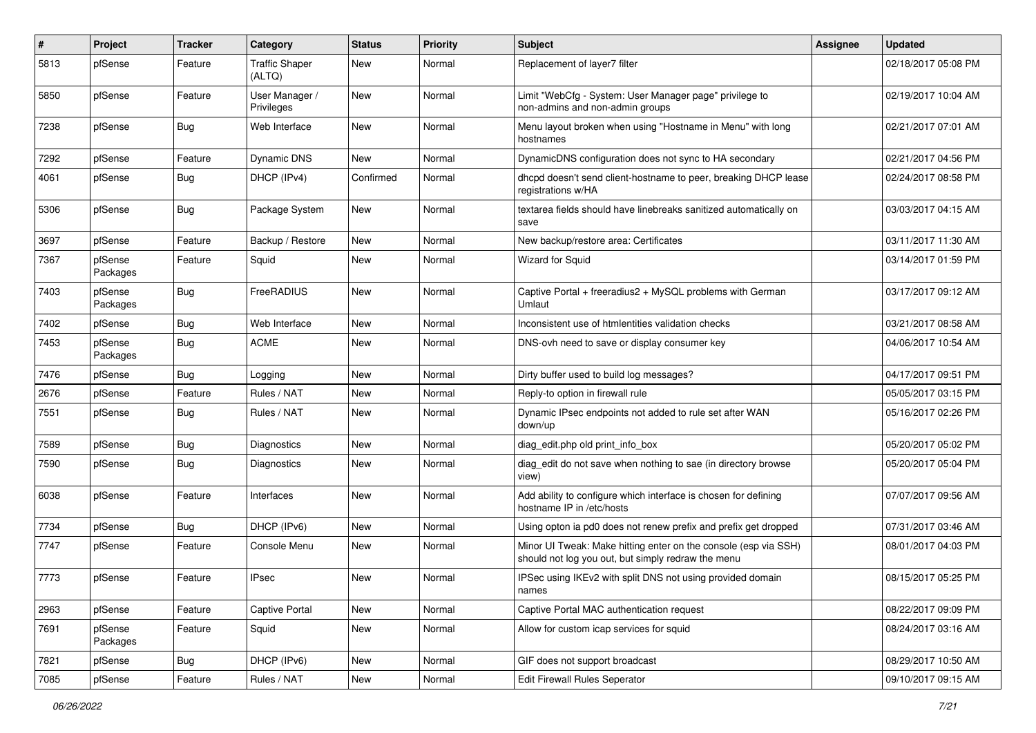| # | Project | Tracker | Category | Status | Priority | Subject | Assignee | Updated |
|---|---|---|---|---|---|---|---|---|
| 5813 | pfSense | Feature | Traffic Shaper (ALTQ) | New | Normal | Replacement of layer7 filter | | 02/18/2017 05:08 PM |
| 5850 | pfSense | Feature | User Manager / Privileges | New | Normal | Limit "WebCfg - System: User Manager page" privilege to non-admins and non-admin groups | | 02/19/2017 10:04 AM |
| 7238 | pfSense | Bug | Web Interface | New | Normal | Menu layout broken when using "Hostname in Menu" with long hostnames | | 02/21/2017 07:01 AM |
| 7292 | pfSense | Feature | Dynamic DNS | New | Normal | DynamicDNS configuration does not sync to HA secondary | | 02/21/2017 04:56 PM |
| 4061 | pfSense | Bug | DHCP (IPv4) | Confirmed | Normal | dhcpd doesn't send client-hostname to peer, breaking DHCP lease registrations w/HA | | 02/24/2017 08:58 PM |
| 5306 | pfSense | Bug | Package System | New | Normal | textarea fields should have linebreaks sanitized automatically on save | | 03/03/2017 04:15 AM |
| 3697 | pfSense | Feature | Backup / Restore | New | Normal | New backup/restore area: Certificates | | 03/11/2017 11:30 AM |
| 7367 | pfSense Packages | Feature | Squid | New | Normal | Wizard for Squid | | 03/14/2017 01:59 PM |
| 7403 | pfSense Packages | Bug | FreeRADIUS | New | Normal | Captive Portal + freeradius2 + MySQL problems with German Umlaut | | 03/17/2017 09:12 AM |
| 7402 | pfSense | Bug | Web Interface | New | Normal | Inconsistent use of htmlentities validation checks | | 03/21/2017 08:58 AM |
| 7453 | pfSense Packages | Bug | ACME | New | Normal | DNS-ovh need to save or display consumer key | | 04/06/2017 10:54 AM |
| 7476 | pfSense | Bug | Logging | New | Normal | Dirty buffer used to build log messages? | | 04/17/2017 09:51 PM |
| 2676 | pfSense | Feature | Rules / NAT | New | Normal | Reply-to option in firewall rule | | 05/05/2017 03:15 PM |
| 7551 | pfSense | Bug | Rules / NAT | New | Normal | Dynamic IPsec endpoints not added to rule set after WAN down/up | | 05/16/2017 02:26 PM |
| 7589 | pfSense | Bug | Diagnostics | New | Normal | diag_edit.php old print_info_box | | 05/20/2017 05:02 PM |
| 7590 | pfSense | Bug | Diagnostics | New | Normal | diag_edit do not save when nothing to sae (in directory browse view) | | 05/20/2017 05:04 PM |
| 6038 | pfSense | Feature | Interfaces | New | Normal | Add ability to configure which interface is chosen for defining hostname IP in /etc/hosts | | 07/07/2017 09:56 AM |
| 7734 | pfSense | Bug | DHCP (IPv6) | New | Normal | Using opton ia pd0 does not renew prefix and prefix get dropped | | 07/31/2017 03:46 AM |
| 7747 | pfSense | Feature | Console Menu | New | Normal | Minor UI Tweak: Make hitting enter on the console (esp via SSH) should not log you out, but simply redraw the menu | | 08/01/2017 04:03 PM |
| 7773 | pfSense | Feature | IPsec | New | Normal | IPSec using IKEv2 with split DNS not using provided domain names | | 08/15/2017 05:25 PM |
| 2963 | pfSense | Feature | Captive Portal | New | Normal | Captive Portal MAC authentication request | | 08/22/2017 09:09 PM |
| 7691 | pfSense Packages | Feature | Squid | New | Normal | Allow for custom icap services for squid | | 08/24/2017 03:16 AM |
| 7821 | pfSense | Bug | DHCP (IPv6) | New | Normal | GIF does not support broadcast | | 08/29/2017 10:50 AM |
| 7085 | pfSense | Feature | Rules / NAT | New | Normal | Edit Firewall Rules Seperator | | 09/10/2017 09:15 AM |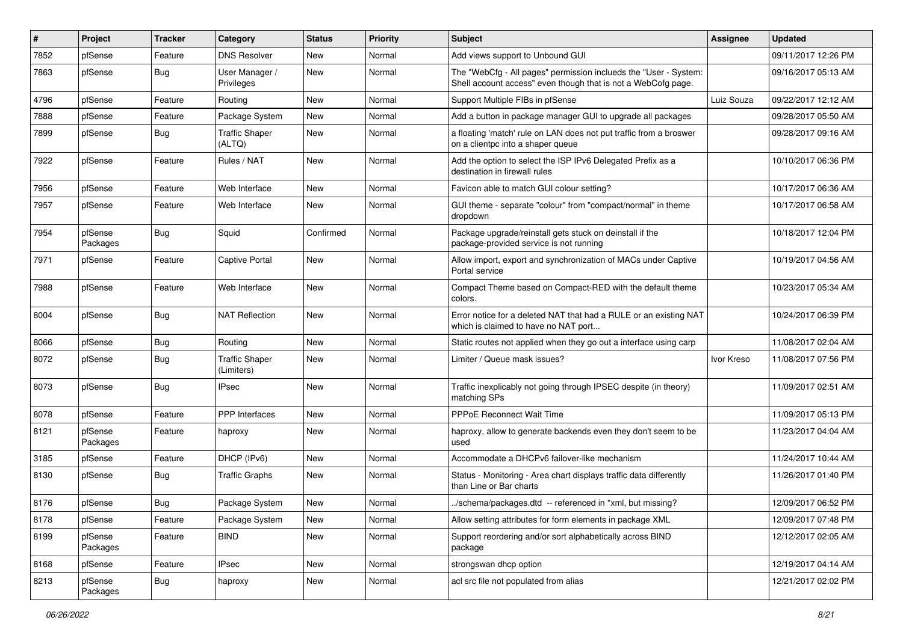| # | Project | Tracker | Category | Status | Priority | Subject | Assignee | Updated |
|---|---|---|---|---|---|---|---|---|
| 7852 | pfSense | Feature | DNS Resolver | New | Normal | Add views support to Unbound GUI | | 09/11/2017 12:26 PM |
| 7863 | pfSense | Bug | User Manager / Privileges | New | Normal | The "WebCfg - All pages" permission inclueds the "User - System: Shell account access" even though that is not a WebCofg page. | | 09/16/2017 05:13 AM |
| 4796 | pfSense | Feature | Routing | New | Normal | Support Multiple FIBs in pfSense | Luiz Souza | 09/22/2017 12:12 AM |
| 7888 | pfSense | Feature | Package System | New | Normal | Add a button in package manager GUI to upgrade all packages | | 09/28/2017 05:50 AM |
| 7899 | pfSense | Bug | Traffic Shaper (ALTQ) | New | Normal | a floating 'match' rule on LAN does not put traffic from a broswer on a clientpc into a shaper queue | | 09/28/2017 09:16 AM |
| 7922 | pfSense | Feature | Rules / NAT | New | Normal | Add the option to select the ISP IPv6 Delegated Prefix as a destination in firewall rules | | 10/10/2017 06:36 PM |
| 7956 | pfSense | Feature | Web Interface | New | Normal | Favicon able to match GUI colour setting? | | 10/17/2017 06:36 AM |
| 7957 | pfSense | Feature | Web Interface | New | Normal | GUI theme - separate "colour" from "compact/normal" in theme dropdown | | 10/17/2017 06:58 AM |
| 7954 | pfSense Packages | Bug | Squid | Confirmed | Normal | Package upgrade/reinstall gets stuck on deinstall if the package-provided service is not running | | 10/18/2017 12:04 PM |
| 7971 | pfSense | Feature | Captive Portal | New | Normal | Allow import, export and synchronization of MACs under Captive Portal service | | 10/19/2017 04:56 AM |
| 7988 | pfSense | Feature | Web Interface | New | Normal | Compact Theme based on Compact-RED with the default theme colors. | | 10/23/2017 05:34 AM |
| 8004 | pfSense | Bug | NAT Reflection | New | Normal | Error notice for a deleted NAT that had a RULE or an existing NAT which is claimed to have no NAT port... | | 10/24/2017 06:39 PM |
| 8066 | pfSense | Bug | Routing | New | Normal | Static routes not applied when they go out a interface using carp | | 11/08/2017 02:04 AM |
| 8072 | pfSense | Bug | Traffic Shaper (Limiters) | New | Normal | Limiter / Queue mask issues? | Ivor Kreso | 11/08/2017 07:56 PM |
| 8073 | pfSense | Bug | IPsec | New | Normal | Traffic inexplicably not going through IPSEC despite (in theory) matching SPs | | 11/09/2017 02:51 AM |
| 8078 | pfSense | Feature | PPP Interfaces | New | Normal | PPPoE Reconnect Wait Time | | 11/09/2017 05:13 PM |
| 8121 | pfSense Packages | Feature | haproxy | New | Normal | haproxy, allow to generate backends even they don't seem to be used | | 11/23/2017 04:04 AM |
| 3185 | pfSense | Feature | DHCP (IPv6) | New | Normal | Accommodate a DHCPv6 failover-like mechanism | | 11/24/2017 10:44 AM |
| 8130 | pfSense | Bug | Traffic Graphs | New | Normal | Status - Monitoring - Area chart displays traffic data differently than Line or Bar charts | | 11/26/2017 01:40 PM |
| 8176 | pfSense | Bug | Package System | New | Normal | ../schema/packages.dtd -- referenced in *xml, but missing? | | 12/09/2017 06:52 PM |
| 8178 | pfSense | Feature | Package System | New | Normal | Allow setting attributes for form elements in package XML | | 12/09/2017 07:48 PM |
| 8199 | pfSense Packages | Feature | BIND | New | Normal | Support reordering and/or sort alphabetically across BIND package | | 12/12/2017 02:05 AM |
| 8168 | pfSense | Feature | IPsec | New | Normal | strongswan dhcp option | | 12/19/2017 04:14 AM |
| 8213 | pfSense Packages | Bug | haproxy | New | Normal | acl src file not populated from alias | | 12/21/2017 02:02 PM |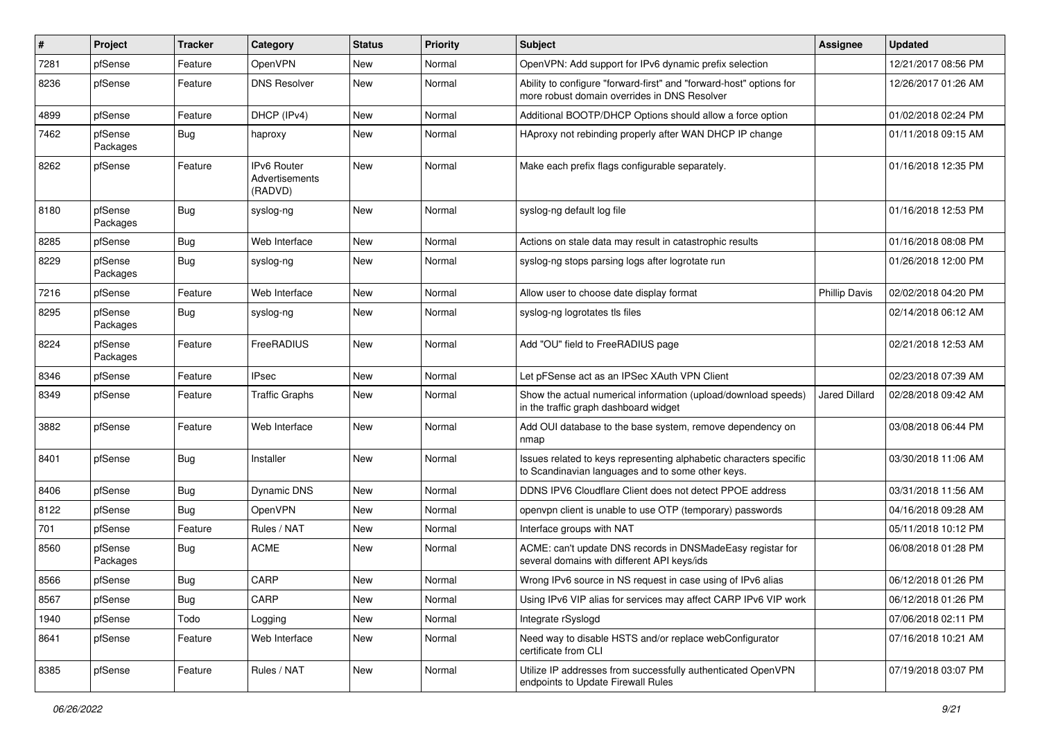| # | Project | Tracker | Category | Status | Priority | Subject | Assignee | Updated |
|---|---|---|---|---|---|---|---|---|
| 7281 | pfSense | Feature | OpenVPN | New | Normal | OpenVPN: Add support for IPv6 dynamic prefix selection | | 12/21/2017 08:56 PM |
| 8236 | pfSense | Feature | DNS Resolver | New | Normal | Ability to configure "forward-first" and "forward-host" options for more robust domain overrides in DNS Resolver | | 12/26/2017 01:26 AM |
| 4899 | pfSense | Feature | DHCP (IPv4) | New | Normal | Additional BOOTP/DHCP Options should allow a force option | | 01/02/2018 02:24 PM |
| 7462 | pfSense Packages | Bug | haproxy | New | Normal | HAproxy not rebinding properly after WAN DHCP IP change | | 01/11/2018 09:15 AM |
| 8262 | pfSense | Feature | IPv6 Router Advertisements (RADVD) | New | Normal | Make each prefix flags configurable separately. | | 01/16/2018 12:35 PM |
| 8180 | pfSense Packages | Bug | syslog-ng | New | Normal | syslog-ng default log file | | 01/16/2018 12:53 PM |
| 8285 | pfSense | Bug | Web Interface | New | Normal | Actions on stale data may result in catastrophic results | | 01/16/2018 08:08 PM |
| 8229 | pfSense Packages | Bug | syslog-ng | New | Normal | syslog-ng stops parsing logs after logrotate run | | 01/26/2018 12:00 PM |
| 7216 | pfSense | Feature | Web Interface | New | Normal | Allow user to choose date display format | Phillip Davis | 02/02/2018 04:20 PM |
| 8295 | pfSense Packages | Bug | syslog-ng | New | Normal | syslog-ng logrotates tls files | | 02/14/2018 06:12 AM |
| 8224 | pfSense Packages | Feature | FreeRADIUS | New | Normal | Add "OU" field to FreeRADIUS page | | 02/21/2018 12:53 AM |
| 8346 | pfSense | Feature | IPsec | New | Normal | Let pFSense act as an IPSec XAuth VPN Client | | 02/23/2018 07:39 AM |
| 8349 | pfSense | Feature | Traffic Graphs | New | Normal | Show the actual numerical information (upload/download speeds) in the traffic graph dashboard widget | Jared Dillard | 02/28/2018 09:42 AM |
| 3882 | pfSense | Feature | Web Interface | New | Normal | Add OUI database to the base system, remove dependency on nmap | | 03/08/2018 06:44 PM |
| 8401 | pfSense | Bug | Installer | New | Normal | Issues related to keys representing alphabetic characters specific to Scandinavian languages and to some other keys. | | 03/30/2018 11:06 AM |
| 8406 | pfSense | Bug | Dynamic DNS | New | Normal | DDNS IPV6 Cloudflare Client does not detect PPOE address | | 03/31/2018 11:56 AM |
| 8122 | pfSense | Bug | OpenVPN | New | Normal | openvpn client is unable to use OTP (temporary) passwords | | 04/16/2018 09:28 AM |
| 701 | pfSense | Feature | Rules / NAT | New | Normal | Interface groups with NAT | | 05/11/2018 10:12 PM |
| 8560 | pfSense Packages | Bug | ACME | New | Normal | ACME: can't update DNS records in DNSMadeEasy registar for several domains with different API keys/ids | | 06/08/2018 01:28 PM |
| 8566 | pfSense | Bug | CARP | New | Normal | Wrong IPv6 source in NS request in case using of IPv6 alias | | 06/12/2018 01:26 PM |
| 8567 | pfSense | Bug | CARP | New | Normal | Using IPv6 VIP alias for services may affect CARP IPv6 VIP work | | 06/12/2018 01:26 PM |
| 1940 | pfSense | Todo | Logging | New | Normal | Integrate rSyslogd | | 07/06/2018 02:11 PM |
| 8641 | pfSense | Feature | Web Interface | New | Normal | Need way to disable HSTS and/or replace webConfigurator certificate from CLI | | 07/16/2018 10:21 AM |
| 8385 | pfSense | Feature | Rules / NAT | New | Normal | Utilize IP addresses from successfully authenticated OpenVPN endpoints to Update Firewall Rules | | 07/19/2018 03:07 PM |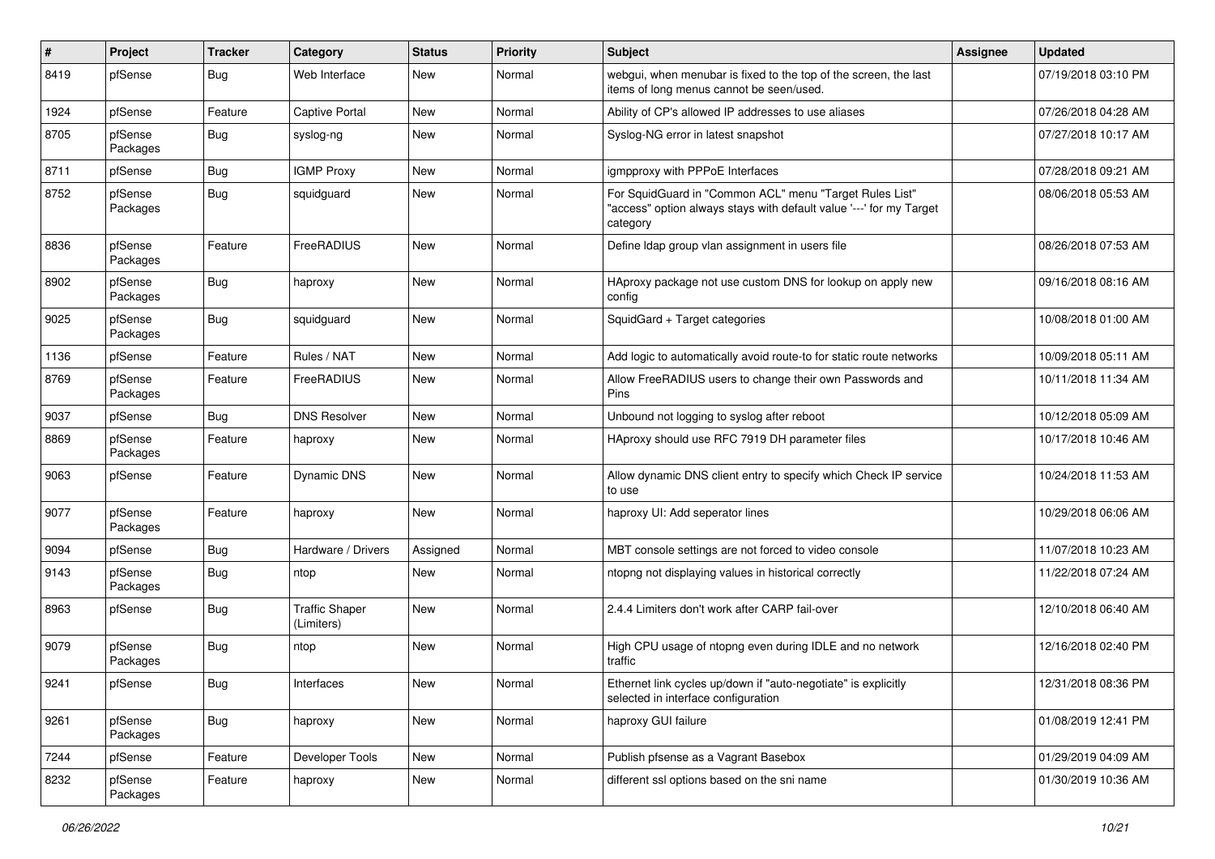| # | Project | Tracker | Category | Status | Priority | Subject | Assignee | Updated |
|---|---|---|---|---|---|---|---|---|
| 8419 | pfSense | Bug | Web Interface | New | Normal | webgui, when menubar is fixed to the top of the screen, the last items of long menus cannot be seen/used. | | 07/19/2018 03:10 PM |
| 1924 | pfSense | Feature | Captive Portal | New | Normal | Ability of CP's allowed IP addresses to use aliases | | 07/26/2018 04:28 AM |
| 8705 | pfSense Packages | Bug | syslog-ng | New | Normal | Syslog-NG error in latest snapshot | | 07/27/2018 10:17 AM |
| 8711 | pfSense | Bug | IGMP Proxy | New | Normal | igmpproxy with PPPoE Interfaces | | 07/28/2018 09:21 AM |
| 8752 | pfSense Packages | Bug | squidguard | New | Normal | For SquidGuard in "Common ACL" menu "Target Rules List" "access" option always stays with default value '---' for my Target category | | 08/06/2018 05:53 AM |
| 8836 | pfSense Packages | Feature | FreeRADIUS | New | Normal | Define ldap group vlan assignment in users file | | 08/26/2018 07:53 AM |
| 8902 | pfSense Packages | Bug | haproxy | New | Normal | HAproxy package not use custom DNS for lookup on apply new config | | 09/16/2018 08:16 AM |
| 9025 | pfSense Packages | Bug | squidguard | New | Normal | SquidGard + Target categories | | 10/08/2018 01:00 AM |
| 1136 | pfSense | Feature | Rules / NAT | New | Normal | Add logic to automatically avoid route-to for static route networks | | 10/09/2018 05:11 AM |
| 8769 | pfSense Packages | Feature | FreeRADIUS | New | Normal | Allow FreeRADIUS users to change their own Passwords and Pins | | 10/11/2018 11:34 AM |
| 9037 | pfSense | Bug | DNS Resolver | New | Normal | Unbound not logging to syslog after reboot | | 10/12/2018 05:09 AM |
| 8869 | pfSense Packages | Feature | haproxy | New | Normal | HAproxy should use RFC 7919 DH parameter files | | 10/17/2018 10:46 AM |
| 9063 | pfSense | Feature | Dynamic DNS | New | Normal | Allow dynamic DNS client entry to specify which Check IP service to use | | 10/24/2018 11:53 AM |
| 9077 | pfSense Packages | Feature | haproxy | New | Normal | haproxy UI: Add seperator lines | | 10/29/2018 06:06 AM |
| 9094 | pfSense | Bug | Hardware / Drivers | Assigned | Normal | MBT console settings are not forced to video console | | 11/07/2018 10:23 AM |
| 9143 | pfSense Packages | Bug | ntop | New | Normal | ntopng not displaying values in historical correctly | | 11/22/2018 07:24 AM |
| 8963 | pfSense | Bug | Traffic Shaper (Limiters) | New | Normal | 2.4.4 Limiters don't work after CARP fail-over | | 12/10/2018 06:40 AM |
| 9079 | pfSense Packages | Bug | ntop | New | Normal | High CPU usage of ntopng even during IDLE and no network traffic | | 12/16/2018 02:40 PM |
| 9241 | pfSense | Bug | Interfaces | New | Normal | Ethernet link cycles up/down if "auto-negotiate" is explicitly selected in interface configuration | | 12/31/2018 08:36 PM |
| 9261 | pfSense Packages | Bug | haproxy | New | Normal | haproxy GUI failure | | 01/08/2019 12:41 PM |
| 7244 | pfSense | Feature | Developer Tools | New | Normal | Publish pfsense as a Vagrant Basebox | | 01/29/2019 04:09 AM |
| 8232 | pfSense Packages | Feature | haproxy | New | Normal | different ssl options based on the sni name | | 01/30/2019 10:36 AM |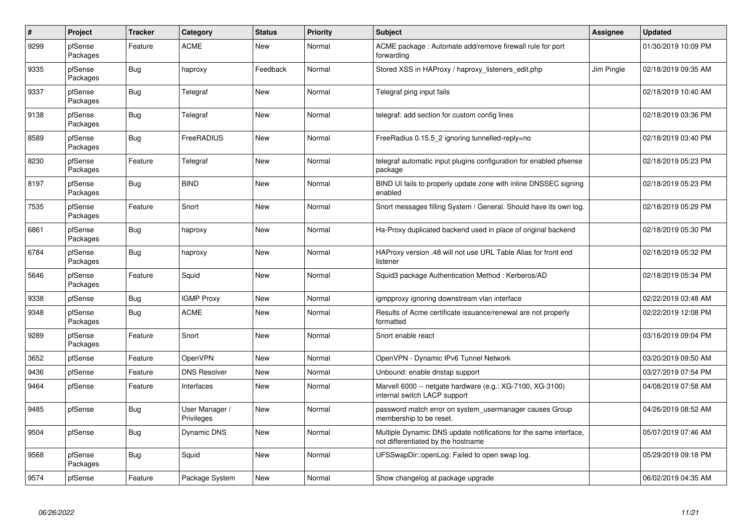| # | Project | Tracker | Category | Status | Priority | Subject | Assignee | Updated |
|---|---|---|---|---|---|---|---|---|
| 9299 | pfSense Packages | Feature | ACME | New | Normal | ACME package : Automate add/remove firewall rule for port forwarding | | 01/30/2019 10:09 PM |
| 9335 | pfSense Packages | Bug | haproxy | Feedback | Normal | Stored XSS in HAProxy / haproxy_listeners_edit.php | Jim Pingle | 02/18/2019 09:35 AM |
| 9337 | pfSense Packages | Bug | Telegraf | New | Normal | Telegraf ping input fails | | 02/18/2019 10:40 AM |
| 9138 | pfSense Packages | Bug | Telegraf | New | Normal | telegraf: add section for custom config lines | | 02/18/2019 03:36 PM |
| 8589 | pfSense Packages | Bug | FreeRADIUS | New | Normal | FreeRadius 0.15.5_2 ignoring tunnelled-reply=no | | 02/18/2019 03:40 PM |
| 8230 | pfSense Packages | Feature | Telegraf | New | Normal | telegraf automatic input plugins configuration for enabled pfsense package | | 02/18/2019 05:23 PM |
| 8197 | pfSense Packages | Bug | BIND | New | Normal | BIND UI fails to properly update zone with inline DNSSEC signing enabled | | 02/18/2019 05:23 PM |
| 7535 | pfSense Packages | Feature | Snort | New | Normal | Snort messages filling System / General. Should have its own log. | | 02/18/2019 05:29 PM |
| 6861 | pfSense Packages | Bug | haproxy | New | Normal | Ha-Proxy duplicated backend used in place of original backend | | 02/18/2019 05:30 PM |
| 6784 | pfSense Packages | Bug | haproxy | New | Normal | HAProxy version .48 will not use URL Table Alias for front end listener | | 02/18/2019 05:32 PM |
| 5646 | pfSense Packages | Feature | Squid | New | Normal | Squid3 package Authentication Method : Kerberos/AD | | 02/18/2019 05:34 PM |
| 9338 | pfSense | Bug | IGMP Proxy | New | Normal | igmpproxy ignoring downstream vlan interface | | 02/22/2019 03:48 AM |
| 9348 | pfSense Packages | Bug | ACME | New | Normal | Results of Acme certificate issuance/renewal are not properly formatted | | 02/22/2019 12:08 PM |
| 9289 | pfSense Packages | Feature | Snort | New | Normal | Snort enable react | | 03/16/2019 09:04 PM |
| 3652 | pfSense | Feature | OpenVPN | New | Normal | OpenVPN - Dynamic IPv6 Tunnel Network | | 03/20/2019 09:50 AM |
| 9436 | pfSense | Feature | DNS Resolver | New | Normal | Unbound: enable dnstap support | | 03/27/2019 07:54 PM |
| 9464 | pfSense | Feature | Interfaces | New | Normal | Marvell 6000 -- netgate hardware (e.g.: XG-7100, XG-3100) internal switch LACP support | | 04/08/2019 07:58 AM |
| 9485 | pfSense | Bug | User Manager / Privileges | New | Normal | password match error on system_usermanager causes Group membership to be reset. | | 04/26/2019 08:52 AM |
| 9504 | pfSense | Bug | Dynamic DNS | New | Normal | Multiple Dynamic DNS update notifications for the same interface, not differentiated by the hostname | | 05/07/2019 07:46 AM |
| 9568 | pfSense Packages | Bug | Squid | New | Normal | UFSSwapDir::openLog: Failed to open swap log. | | 05/29/2019 09:18 PM |
| 9574 | pfSense | Feature | Package System | New | Normal | Show changelog at package upgrade | | 06/02/2019 04:35 AM |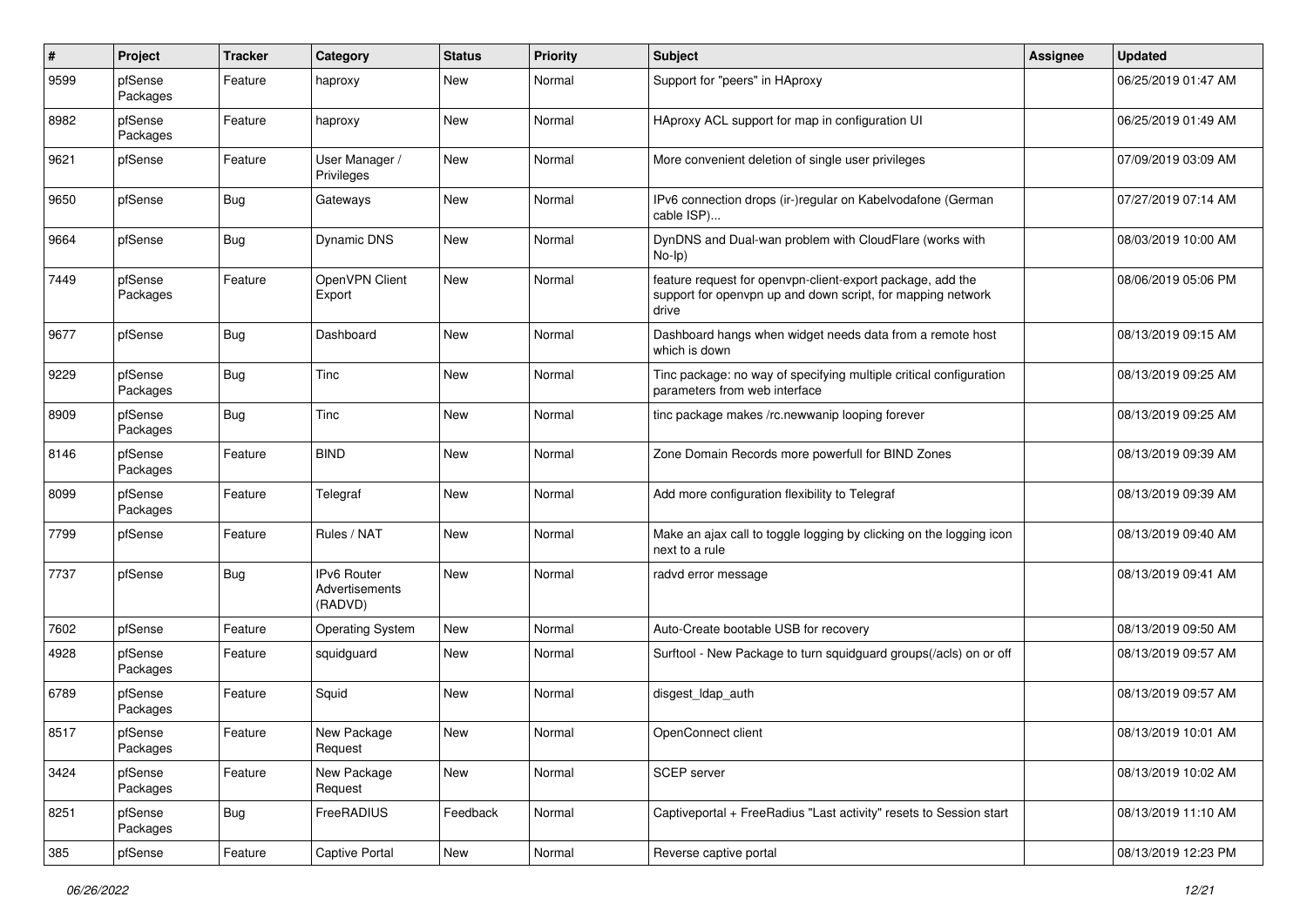| # | Project | Tracker | Category | Status | Priority | Subject | Assignee | Updated |
|---|---|---|---|---|---|---|---|---|
| 9599 | pfSense Packages | Feature | haproxy | New | Normal | Support for "peers" in HAproxy | | 06/25/2019 01:47 AM |
| 8982 | pfSense Packages | Feature | haproxy | New | Normal | HAproxy ACL support for map in configuration UI | | 06/25/2019 01:49 AM |
| 9621 | pfSense | Feature | User Manager / Privileges | New | Normal | More convenient deletion of single user privileges | | 07/09/2019 03:09 AM |
| 9650 | pfSense | Bug | Gateways | New | Normal | IPv6 connection drops (ir-)regular on Kabelvodafone (German cable ISP)... | | 07/27/2019 07:14 AM |
| 9664 | pfSense | Bug | Dynamic DNS | New | Normal | DynDNS and Dual-wan problem with CloudFlare (works with No-Ip) | | 08/03/2019 10:00 AM |
| 7449 | pfSense Packages | Feature | OpenVPN Client Export | New | Normal | feature request for openvpn-client-export package, add the support for openvpn up and down script, for mapping network drive | | 08/06/2019 05:06 PM |
| 9677 | pfSense | Bug | Dashboard | New | Normal | Dashboard hangs when widget needs data from a remote host which is down | | 08/13/2019 09:15 AM |
| 9229 | pfSense Packages | Bug | Tinc | New | Normal | Tinc package: no way of specifying multiple critical configuration parameters from web interface | | 08/13/2019 09:25 AM |
| 8909 | pfSense Packages | Bug | Tinc | New | Normal | tinc package makes /rc.newwanip looping forever | | 08/13/2019 09:25 AM |
| 8146 | pfSense Packages | Feature | BIND | New | Normal | Zone Domain Records more powerfull for BIND Zones | | 08/13/2019 09:39 AM |
| 8099 | pfSense Packages | Feature | Telegraf | New | Normal | Add more configuration flexibility to Telegraf | | 08/13/2019 09:39 AM |
| 7799 | pfSense | Feature | Rules / NAT | New | Normal | Make an ajax call to toggle logging by clicking on the logging icon next to a rule | | 08/13/2019 09:40 AM |
| 7737 | pfSense | Bug | IPv6 Router Advertisements (RADVD) | New | Normal | radvd error message | | 08/13/2019 09:41 AM |
| 7602 | pfSense | Feature | Operating System | New | Normal | Auto-Create bootable USB for recovery | | 08/13/2019 09:50 AM |
| 4928 | pfSense Packages | Feature | squidguard | New | Normal | Surftool - New Package to turn squidguard groups(/acls) on or off | | 08/13/2019 09:57 AM |
| 6789 | pfSense Packages | Feature | Squid | New | Normal | disgest_ldap_auth | | 08/13/2019 09:57 AM |
| 8517 | pfSense Packages | Feature | New Package Request | New | Normal | OpenConnect client | | 08/13/2019 10:01 AM |
| 3424 | pfSense Packages | Feature | New Package Request | New | Normal | SCEP server | | 08/13/2019 10:02 AM |
| 8251 | pfSense Packages | Bug | FreeRADIUS | Feedback | Normal | Captiveportal + FreeRadius "Last activity" resets to Session start | | 08/13/2019 11:10 AM |
| 385 | pfSense | Feature | Captive Portal | New | Normal | Reverse captive portal | | 08/13/2019 12:23 PM |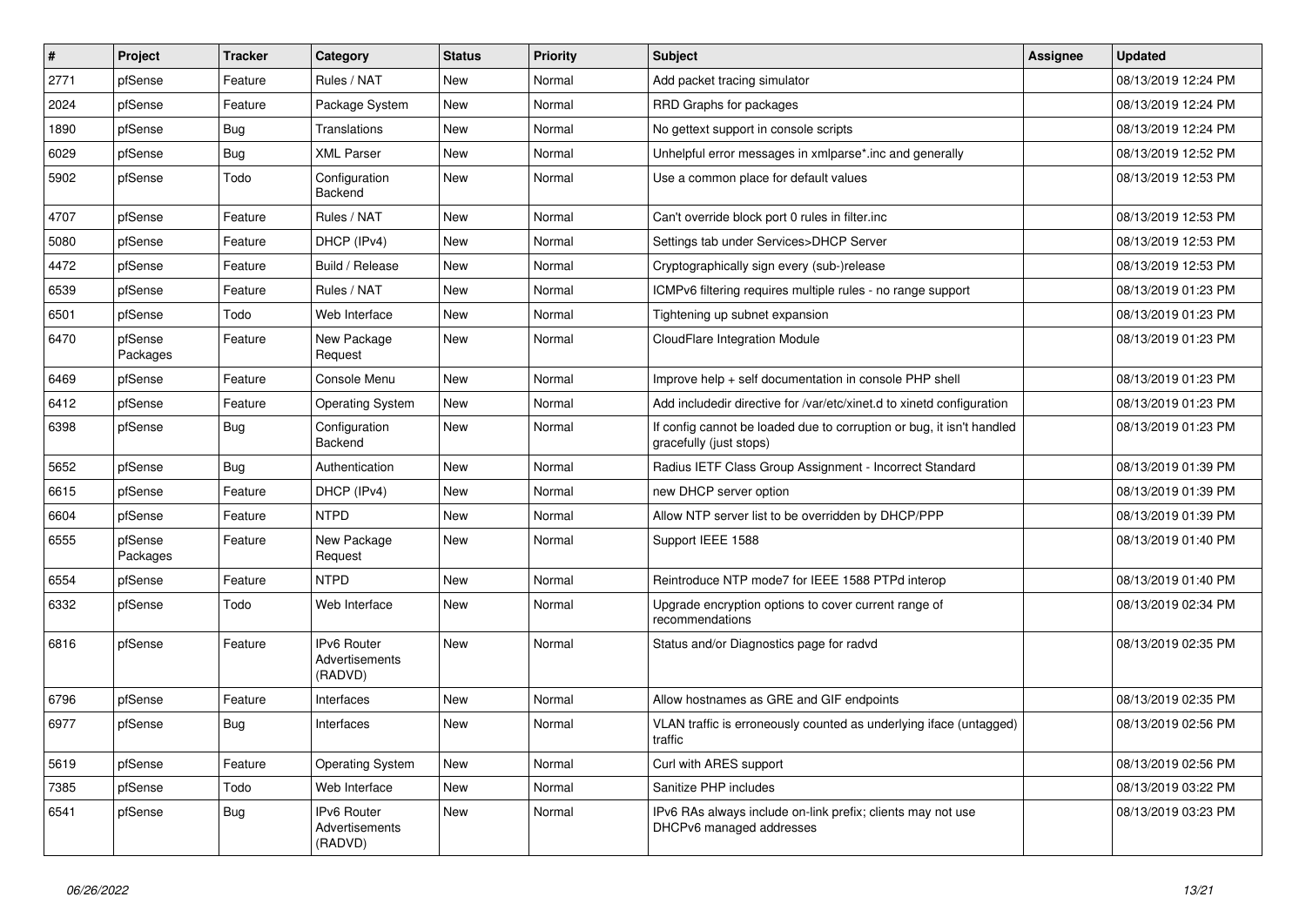| # | Project | Tracker | Category | Status | Priority | Subject | Assignee | Updated |
|---|---|---|---|---|---|---|---|---|
| 2771 | pfSense | Feature | Rules / NAT | New | Normal | Add packet tracing simulator | | 08/13/2019 12:24 PM |
| 2024 | pfSense | Feature | Package System | New | Normal | RRD Graphs for packages | | 08/13/2019 12:24 PM |
| 1890 | pfSense | Bug | Translations | New | Normal | No gettext support in console scripts | | 08/13/2019 12:24 PM |
| 6029 | pfSense | Bug | XML Parser | New | Normal | Unhelpful error messages in xmlparse*.inc and generally | | 08/13/2019 12:52 PM |
| 5902 | pfSense | Todo | Configuration Backend | New | Normal | Use a common place for default values | | 08/13/2019 12:53 PM |
| 4707 | pfSense | Feature | Rules / NAT | New | Normal | Can't override block port 0 rules in filter.inc | | 08/13/2019 12:53 PM |
| 5080 | pfSense | Feature | DHCP (IPv4) | New | Normal | Settings tab under Services>DHCP Server | | 08/13/2019 12:53 PM |
| 4472 | pfSense | Feature | Build / Release | New | Normal | Cryptographically sign every (sub-)release | | 08/13/2019 12:53 PM |
| 6539 | pfSense | Feature | Rules / NAT | New | Normal | ICMPv6 filtering requires multiple rules - no range support | | 08/13/2019 01:23 PM |
| 6501 | pfSense | Todo | Web Interface | New | Normal | Tightening up subnet expansion | | 08/13/2019 01:23 PM |
| 6470 | pfSense Packages | Feature | New Package Request | New | Normal | CloudFlare Integration Module | | 08/13/2019 01:23 PM |
| 6469 | pfSense | Feature | Console Menu | New | Normal | Improve help + self documentation in console PHP shell | | 08/13/2019 01:23 PM |
| 6412 | pfSense | Feature | Operating System | New | Normal | Add includedir directive for /var/etc/xinet.d to xinetd configuration | | 08/13/2019 01:23 PM |
| 6398 | pfSense | Bug | Configuration Backend | New | Normal | If config cannot be loaded due to corruption or bug, it isn't handled gracefully (just stops) | | 08/13/2019 01:23 PM |
| 5652 | pfSense | Bug | Authentication | New | Normal | Radius IETF Class Group Assignment - Incorrect Standard | | 08/13/2019 01:39 PM |
| 6615 | pfSense | Feature | DHCP (IPv4) | New | Normal | new DHCP server option | | 08/13/2019 01:39 PM |
| 6604 | pfSense | Feature | NTPD | New | Normal | Allow NTP server list to be overridden by DHCP/PPP | | 08/13/2019 01:39 PM |
| 6555 | pfSense Packages | Feature | New Package Request | New | Normal | Support IEEE 1588 | | 08/13/2019 01:40 PM |
| 6554 | pfSense | Feature | NTPD | New | Normal | Reintroduce NTP mode7 for IEEE 1588 PTPd interop | | 08/13/2019 01:40 PM |
| 6332 | pfSense | Todo | Web Interface | New | Normal | Upgrade encryption options to cover current range of recommendations | | 08/13/2019 02:34 PM |
| 6816 | pfSense | Feature | IPv6 Router Advertisements (RADVD) | New | Normal | Status and/or Diagnostics page for radvd | | 08/13/2019 02:35 PM |
| 6796 | pfSense | Feature | Interfaces | New | Normal | Allow hostnames as GRE and GIF endpoints | | 08/13/2019 02:35 PM |
| 6977 | pfSense | Bug | Interfaces | New | Normal | VLAN traffic is erroneously counted as underlying iface (untagged) traffic | | 08/13/2019 02:56 PM |
| 5619 | pfSense | Feature | Operating System | New | Normal | Curl with ARES support | | 08/13/2019 02:56 PM |
| 7385 | pfSense | Todo | Web Interface | New | Normal | Sanitize PHP includes | | 08/13/2019 03:22 PM |
| 6541 | pfSense | Bug | IPv6 Router Advertisements (RADVD) | New | Normal | IPv6 RAs always include on-link prefix; clients may not use DHCPv6 managed addresses | | 08/13/2019 03:23 PM |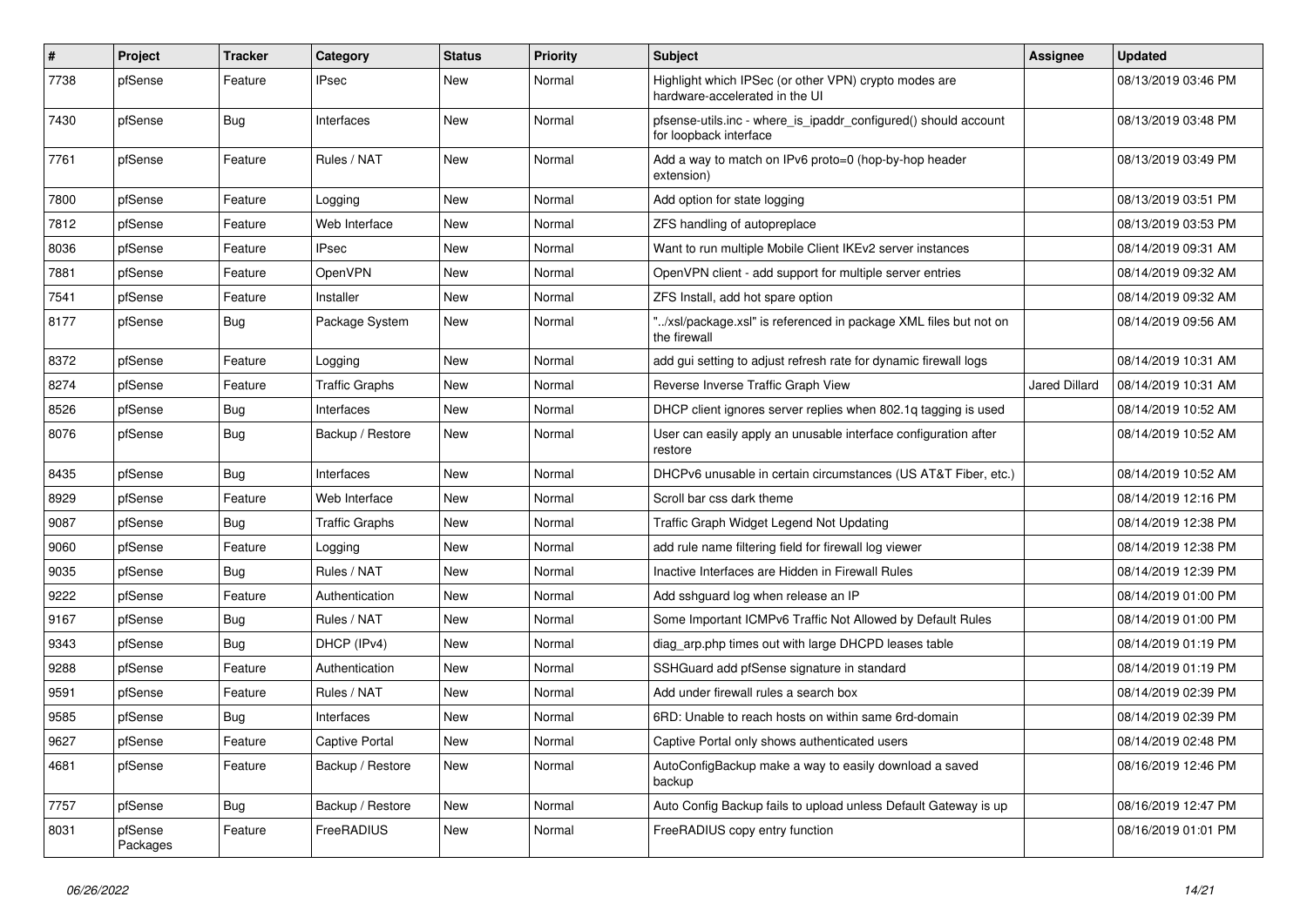| # | Project | Tracker | Category | Status | Priority | Subject | Assignee | Updated |
|---|---|---|---|---|---|---|---|---|
| 7738 | pfSense | Feature | IPsec | New | Normal | Highlight which IPSec (or other VPN) crypto modes are hardware-accelerated in the UI | | 08/13/2019 03:46 PM |
| 7430 | pfSense | Bug | Interfaces | New | Normal | pfsense-utils.inc - where_is_ipaddr_configured() should account for loopback interface | | 08/13/2019 03:48 PM |
| 7761 | pfSense | Feature | Rules / NAT | New | Normal | Add a way to match on IPv6 proto=0 (hop-by-hop header extension) | | 08/13/2019 03:49 PM |
| 7800 | pfSense | Feature | Logging | New | Normal | Add option for state logging | | 08/13/2019 03:51 PM |
| 7812 | pfSense | Feature | Web Interface | New | Normal | ZFS handling of autopreplace | | 08/13/2019 03:53 PM |
| 8036 | pfSense | Feature | IPsec | New | Normal | Want to run multiple Mobile Client IKEv2 server instances | | 08/14/2019 09:31 AM |
| 7881 | pfSense | Feature | OpenVPN | New | Normal | OpenVPN client - add support for multiple server entries | | 08/14/2019 09:32 AM |
| 7541 | pfSense | Feature | Installer | New | Normal | ZFS Install, add hot spare option | | 08/14/2019 09:32 AM |
| 8177 | pfSense | Bug | Package System | New | Normal | "../xsl/package.xsl" is referenced in package XML files but not on the firewall | | 08/14/2019 09:56 AM |
| 8372 | pfSense | Feature | Logging | New | Normal | add gui setting to adjust refresh rate for dynamic firewall logs | | 08/14/2019 10:31 AM |
| 8274 | pfSense | Feature | Traffic Graphs | New | Normal | Reverse Inverse Traffic Graph View | Jared Dillard | 08/14/2019 10:31 AM |
| 8526 | pfSense | Bug | Interfaces | New | Normal | DHCP client ignores server replies when 802.1q tagging is used | | 08/14/2019 10:52 AM |
| 8076 | pfSense | Bug | Backup / Restore | New | Normal | User can easily apply an unusable interface configuration after restore | | 08/14/2019 10:52 AM |
| 8435 | pfSense | Bug | Interfaces | New | Normal | DHCPv6 unusable in certain circumstances (US AT&T Fiber, etc.) | | 08/14/2019 10:52 AM |
| 8929 | pfSense | Feature | Web Interface | New | Normal | Scroll bar css dark theme | | 08/14/2019 12:16 PM |
| 9087 | pfSense | Bug | Traffic Graphs | New | Normal | Traffic Graph Widget Legend Not Updating | | 08/14/2019 12:38 PM |
| 9060 | pfSense | Feature | Logging | New | Normal | add rule name filtering field for firewall log viewer | | 08/14/2019 12:38 PM |
| 9035 | pfSense | Bug | Rules / NAT | New | Normal | Inactive Interfaces are Hidden in Firewall Rules | | 08/14/2019 12:39 PM |
| 9222 | pfSense | Feature | Authentication | New | Normal | Add sshguard log when release an IP | | 08/14/2019 01:00 PM |
| 9167 | pfSense | Bug | Rules / NAT | New | Normal | Some Important ICMPv6 Traffic Not Allowed by Default Rules | | 08/14/2019 01:00 PM |
| 9343 | pfSense | Bug | DHCP (IPv4) | New | Normal | diag_arp.php times out with large DHCPD leases table | | 08/14/2019 01:19 PM |
| 9288 | pfSense | Feature | Authentication | New | Normal | SSHGuard add pfSense signature in standard | | 08/14/2019 01:19 PM |
| 9591 | pfSense | Feature | Rules / NAT | New | Normal | Add under firewall rules a search box | | 08/14/2019 02:39 PM |
| 9585 | pfSense | Bug | Interfaces | New | Normal | 6RD: Unable to reach hosts on within same 6rd-domain | | 08/14/2019 02:39 PM |
| 9627 | pfSense | Feature | Captive Portal | New | Normal | Captive Portal only shows authenticated users | | 08/14/2019 02:48 PM |
| 4681 | pfSense | Feature | Backup / Restore | New | Normal | AutoConfigBackup make a way to easily download a saved backup | | 08/16/2019 12:46 PM |
| 7757 | pfSense | Bug | Backup / Restore | New | Normal | Auto Config Backup fails to upload unless Default Gateway is up | | 08/16/2019 12:47 PM |
| 8031 | pfSense Packages | Feature | FreeRADIUS | New | Normal | FreeRADIUS copy entry function | | 08/16/2019 01:01 PM |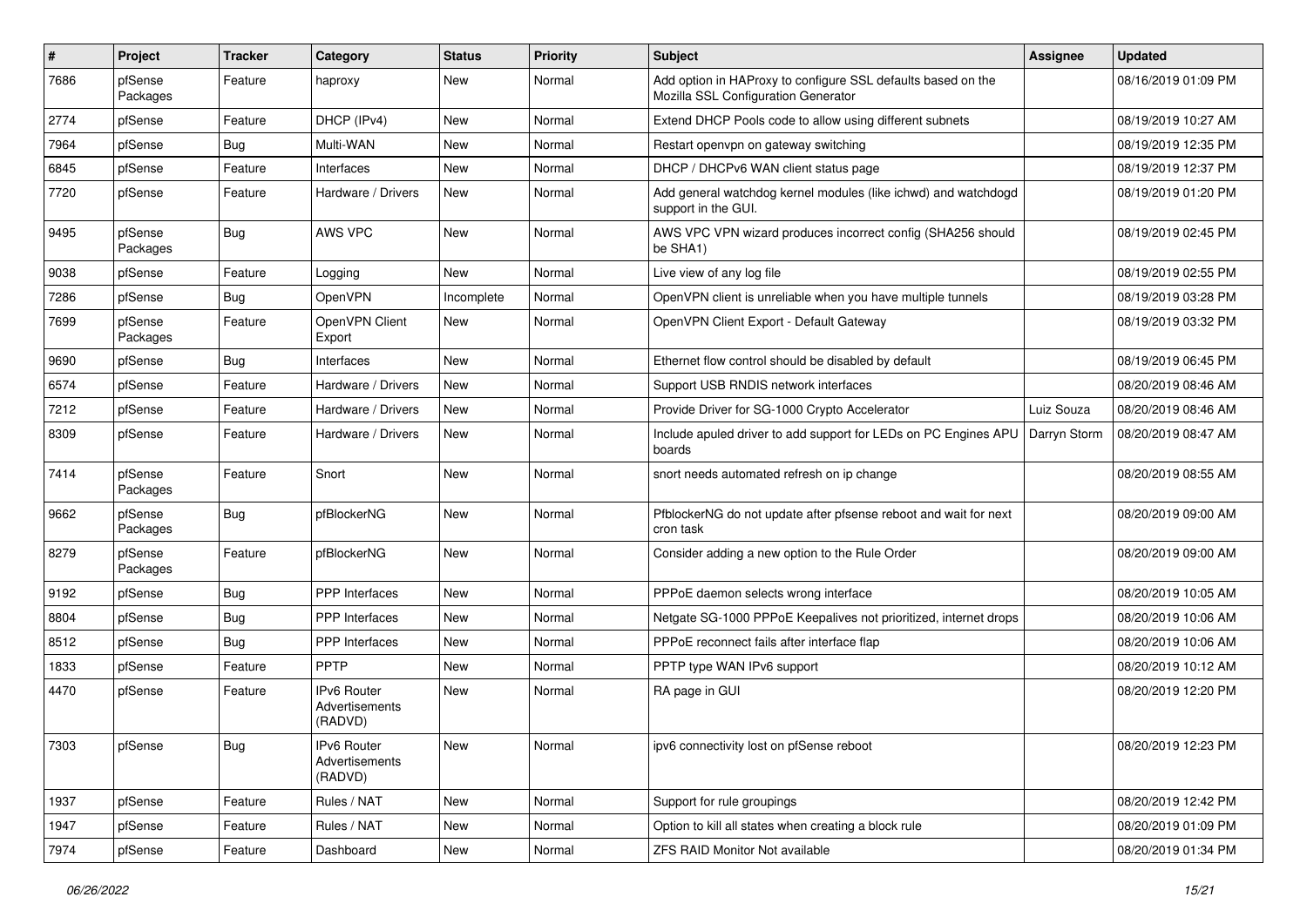| # | Project | Tracker | Category | Status | Priority | Subject | Assignee | Updated |
|---|---|---|---|---|---|---|---|---|
| 7686 | pfSense Packages | Feature | haproxy | New | Normal | Add option in HAProxy to configure SSL defaults based on the Mozilla SSL Configuration Generator | | 08/16/2019 01:09 PM |
| 2774 | pfSense | Feature | DHCP (IPv4) | New | Normal | Extend DHCP Pools code to allow using different subnets | | 08/19/2019 10:27 AM |
| 7964 | pfSense | Bug | Multi-WAN | New | Normal | Restart openvpn on gateway switching | | 08/19/2019 12:35 PM |
| 6845 | pfSense | Feature | Interfaces | New | Normal | DHCP / DHCPv6 WAN client status page | | 08/19/2019 12:37 PM |
| 7720 | pfSense | Feature | Hardware / Drivers | New | Normal | Add general watchdog kernel modules (like ichwd) and watchdogd support in the GUI. | | 08/19/2019 01:20 PM |
| 9495 | pfSense Packages | Bug | AWS VPC | New | Normal | AWS VPC VPN wizard produces incorrect config (SHA256 should be SHA1) | | 08/19/2019 02:45 PM |
| 9038 | pfSense | Feature | Logging | New | Normal | Live view of any log file | | 08/19/2019 02:55 PM |
| 7286 | pfSense | Bug | OpenVPN | Incomplete | Normal | OpenVPN client is unreliable when you have multiple tunnels | | 08/19/2019 03:28 PM |
| 7699 | pfSense Packages | Feature | OpenVPN Client Export | New | Normal | OpenVPN Client Export - Default Gateway | | 08/19/2019 03:32 PM |
| 9690 | pfSense | Bug | Interfaces | New | Normal | Ethernet flow control should be disabled by default | | 08/19/2019 06:45 PM |
| 6574 | pfSense | Feature | Hardware / Drivers | New | Normal | Support USB RNDIS network interfaces | | 08/20/2019 08:46 AM |
| 7212 | pfSense | Feature | Hardware / Drivers | New | Normal | Provide Driver for SG-1000 Crypto Accelerator | Luiz Souza | 08/20/2019 08:46 AM |
| 8309 | pfSense | Feature | Hardware / Drivers | New | Normal | Include apuled driver to add support for LEDs on PC Engines APU boards | Darryn Storm | 08/20/2019 08:47 AM |
| 7414 | pfSense Packages | Feature | Snort | New | Normal | snort needs automated refresh on ip change | | 08/20/2019 08:55 AM |
| 9662 | pfSense Packages | Bug | pfBlockerNG | New | Normal | PfblockerNG do not update after pfsense reboot and wait for next cron task | | 08/20/2019 09:00 AM |
| 8279 | pfSense Packages | Feature | pfBlockerNG | New | Normal | Consider adding a new option to the Rule Order | | 08/20/2019 09:00 AM |
| 9192 | pfSense | Bug | PPP Interfaces | New | Normal | PPPoE daemon selects wrong interface | | 08/20/2019 10:05 AM |
| 8804 | pfSense | Bug | PPP Interfaces | New | Normal | Netgate SG-1000 PPPoE Keepalives not prioritized, internet drops | | 08/20/2019 10:06 AM |
| 8512 | pfSense | Bug | PPP Interfaces | New | Normal | PPPoE reconnect fails after interface flap | | 08/20/2019 10:06 AM |
| 1833 | pfSense | Feature | PPTP | New | Normal | PPTP type WAN IPv6 support | | 08/20/2019 10:12 AM |
| 4470 | pfSense | Feature | IPv6 Router Advertisements (RADVD) | New | Normal | RA page in GUI | | 08/20/2019 12:20 PM |
| 7303 | pfSense | Bug | IPv6 Router Advertisements (RADVD) | New | Normal | ipv6 connectivity lost on pfSense reboot | | 08/20/2019 12:23 PM |
| 1937 | pfSense | Feature | Rules / NAT | New | Normal | Support for rule groupings | | 08/20/2019 12:42 PM |
| 1947 | pfSense | Feature | Rules / NAT | New | Normal | Option to kill all states when creating a block rule | | 08/20/2019 01:09 PM |
| 7974 | pfSense | Feature | Dashboard | New | Normal | ZFS RAID Monitor Not available | | 08/20/2019 01:34 PM |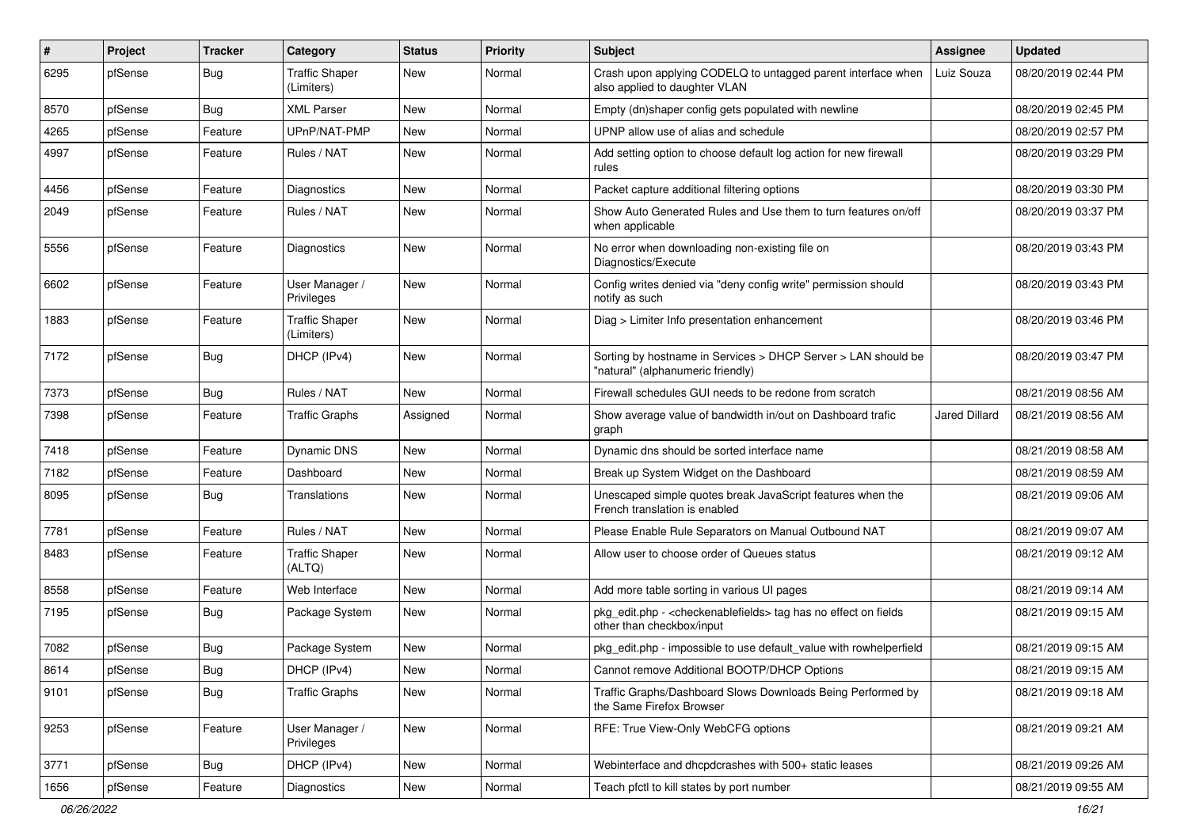| # | Project | Tracker | Category | Status | Priority | Subject | Assignee | Updated |
|---|---|---|---|---|---|---|---|---|
| 6295 | pfSense | Bug | Traffic Shaper (Limiters) | New | Normal | Crash upon applying CODELQ to untagged parent interface when also applied to daughter VLAN | Luiz Souza | 08/20/2019 02:44 PM |
| 8570 | pfSense | Bug | XML Parser | New | Normal | Empty (dn)shaper config gets populated with newline | | 08/20/2019 02:45 PM |
| 4265 | pfSense | Feature | UPnP/NAT-PMP | New | Normal | UPNP allow use of alias and schedule | | 08/20/2019 02:57 PM |
| 4997 | pfSense | Feature | Rules / NAT | New | Normal | Add setting option to choose default log action for new firewall rules | | 08/20/2019 03:29 PM |
| 4456 | pfSense | Feature | Diagnostics | New | Normal | Packet capture additional filtering options | | 08/20/2019 03:30 PM |
| 2049 | pfSense | Feature | Rules / NAT | New | Normal | Show Auto Generated Rules and Use them to turn features on/off when applicable | | 08/20/2019 03:37 PM |
| 5556 | pfSense | Feature | Diagnostics | New | Normal | No error when downloading non-existing file on Diagnostics/Execute | | 08/20/2019 03:43 PM |
| 6602 | pfSense | Feature | User Manager / Privileges | New | Normal | Config writes denied via "deny config write" permission should notify as such | | 08/20/2019 03:43 PM |
| 1883 | pfSense | Feature | Traffic Shaper (Limiters) | New | Normal | Diag > Limiter Info presentation enhancement | | 08/20/2019 03:46 PM |
| 7172 | pfSense | Bug | DHCP (IPv4) | New | Normal | Sorting by hostname in Services > DHCP Server > LAN should be "natural" (alphanumeric friendly) | | 08/20/2019 03:47 PM |
| 7373 | pfSense | Bug | Rules / NAT | New | Normal | Firewall schedules GUI needs to be redone from scratch | | 08/21/2019 08:56 AM |
| 7398 | pfSense | Feature | Traffic Graphs | Assigned | Normal | Show average value of bandwidth in/out on Dashboard trafic graph | Jared Dillard | 08/21/2019 08:56 AM |
| 7418 | pfSense | Feature | Dynamic DNS | New | Normal | Dynamic dns should be sorted interface name | | 08/21/2019 08:58 AM |
| 7182 | pfSense | Feature | Dashboard | New | Normal | Break up System Widget on the Dashboard | | 08/21/2019 08:59 AM |
| 8095 | pfSense | Bug | Translations | New | Normal | Unescaped simple quotes break JavaScript features when the French translation is enabled | | 08/21/2019 09:06 AM |
| 7781 | pfSense | Feature | Rules / NAT | New | Normal | Please Enable Rule Separators on Manual Outbound NAT | | 08/21/2019 09:07 AM |
| 8483 | pfSense | Feature | Traffic Shaper (ALTQ) | New | Normal | Allow user to choose order of Queues status | | 08/21/2019 09:12 AM |
| 8558 | pfSense | Feature | Web Interface | New | Normal | Add more table sorting in various UI pages | | 08/21/2019 09:14 AM |
| 7195 | pfSense | Bug | Package System | New | Normal | pkg_edit.php - <checkenablefields> tag has no effect on fields other than checkbox/input | | 08/21/2019 09:15 AM |
| 7082 | pfSense | Bug | Package System | New | Normal | pkg_edit.php - impossible to use default_value with rowhelperfield | | 08/21/2019 09:15 AM |
| 8614 | pfSense | Bug | DHCP (IPv4) | New | Normal | Cannot remove Additional BOOTP/DHCP Options | | 08/21/2019 09:15 AM |
| 9101 | pfSense | Bug | Traffic Graphs | New | Normal | Traffic Graphs/Dashboard Slows Downloads Being Performed by the Same Firefox Browser | | 08/21/2019 09:18 AM |
| 9253 | pfSense | Feature | User Manager / Privileges | New | Normal | RFE: True View-Only WebCFG options | | 08/21/2019 09:21 AM |
| 3771 | pfSense | Bug | DHCP (IPv4) | New | Normal | Webinterface and dhcpdcrashes with 500+ static leases | | 08/21/2019 09:26 AM |
| 1656 | pfSense | Feature | Diagnostics | New | Normal | Teach pfctl to kill states by port number | | 08/21/2019 09:55 AM |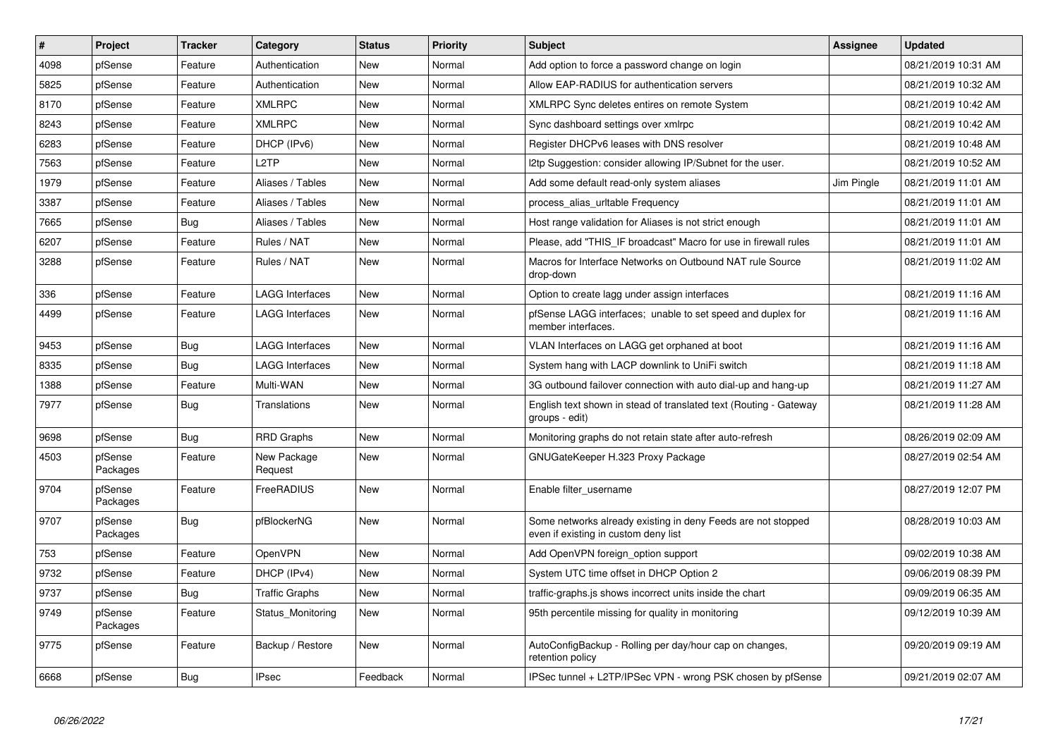| # | Project | Tracker | Category | Status | Priority | Subject | Assignee | Updated |
|---|---|---|---|---|---|---|---|---|
| 4098 | pfSense | Feature | Authentication | New | Normal | Add option to force a password change on login | | 08/21/2019 10:31 AM |
| 5825 | pfSense | Feature | Authentication | New | Normal | Allow EAP-RADIUS for authentication servers | | 08/21/2019 10:32 AM |
| 8170 | pfSense | Feature | XMLRPC | New | Normal | XMLRPC Sync deletes entires on remote System | | 08/21/2019 10:42 AM |
| 8243 | pfSense | Feature | XMLRPC | New | Normal | Sync dashboard settings over xmlrpc | | 08/21/2019 10:42 AM |
| 6283 | pfSense | Feature | DHCP (IPv6) | New | Normal | Register DHCPv6 leases with DNS resolver | | 08/21/2019 10:48 AM |
| 7563 | pfSense | Feature | L2TP | New | Normal | l2tp Suggestion: consider allowing IP/Subnet for the user. | | 08/21/2019 10:52 AM |
| 1979 | pfSense | Feature | Aliases / Tables | New | Normal | Add some default read-only system aliases | Jim Pingle | 08/21/2019 11:01 AM |
| 3387 | pfSense | Feature | Aliases / Tables | New | Normal | process_alias_urltable Frequency | | 08/21/2019 11:01 AM |
| 7665 | pfSense | Bug | Aliases / Tables | New | Normal | Host range validation for Aliases is not strict enough | | 08/21/2019 11:01 AM |
| 6207 | pfSense | Feature | Rules / NAT | New | Normal | Please, add "THIS_IF broadcast" Macro for use in firewall rules | | 08/21/2019 11:01 AM |
| 3288 | pfSense | Feature | Rules / NAT | New | Normal | Macros for Interface Networks on Outbound NAT rule Source drop-down | | 08/21/2019 11:02 AM |
| 336 | pfSense | Feature | LAGG Interfaces | New | Normal | Option to create lagg under assign interfaces | | 08/21/2019 11:16 AM |
| 4499 | pfSense | Feature | LAGG Interfaces | New | Normal | pfSense LAGG interfaces; unable to set speed and duplex for member interfaces. | | 08/21/2019 11:16 AM |
| 9453 | pfSense | Bug | LAGG Interfaces | New | Normal | VLAN Interfaces on LAGG get orphaned at boot | | 08/21/2019 11:16 AM |
| 8335 | pfSense | Bug | LAGG Interfaces | New | Normal | System hang with LACP downlink to UniFi switch | | 08/21/2019 11:18 AM |
| 1388 | pfSense | Feature | Multi-WAN | New | Normal | 3G outbound failover connection with auto dial-up and hang-up | | 08/21/2019 11:27 AM |
| 7977 | pfSense | Bug | Translations | New | Normal | English text shown in stead of translated text (Routing - Gateway groups - edit) | | 08/21/2019 11:28 AM |
| 9698 | pfSense | Bug | RRD Graphs | New | Normal | Monitoring graphs do not retain state after auto-refresh | | 08/26/2019 02:09 AM |
| 4503 | pfSense Packages | Feature | New Package Request | New | Normal | GNUGateKeeper H.323 Proxy Package | | 08/27/2019 02:54 AM |
| 9704 | pfSense Packages | Feature | FreeRADIUS | New | Normal | Enable filter_username | | 08/27/2019 12:07 PM |
| 9707 | pfSense Packages | Bug | pfBlockerNG | New | Normal | Some networks already existing in deny Feeds are not stopped even if existing in custom deny list | | 08/28/2019 10:03 AM |
| 753 | pfSense | Feature | OpenVPN | New | Normal | Add OpenVPN foreign_option support | | 09/02/2019 10:38 AM |
| 9732 | pfSense | Feature | DHCP (IPv4) | New | Normal | System UTC time offset in DHCP Option 2 | | 09/06/2019 08:39 PM |
| 9737 | pfSense | Bug | Traffic Graphs | New | Normal | traffic-graphs.js shows incorrect units inside the chart | | 09/09/2019 06:35 AM |
| 9749 | pfSense Packages | Feature | Status_Monitoring | New | Normal | 95th percentile missing for quality in monitoring | | 09/12/2019 10:39 AM |
| 9775 | pfSense | Feature | Backup / Restore | New | Normal | AutoConfigBackup - Rolling per day/hour cap on changes, retention policy | | 09/20/2019 09:19 AM |
| 6668 | pfSense | Bug | IPsec | Feedback | Normal | IPSec tunnel + L2TP/IPSec VPN - wrong PSK chosen by pfSense | | 09/21/2019 02:07 AM |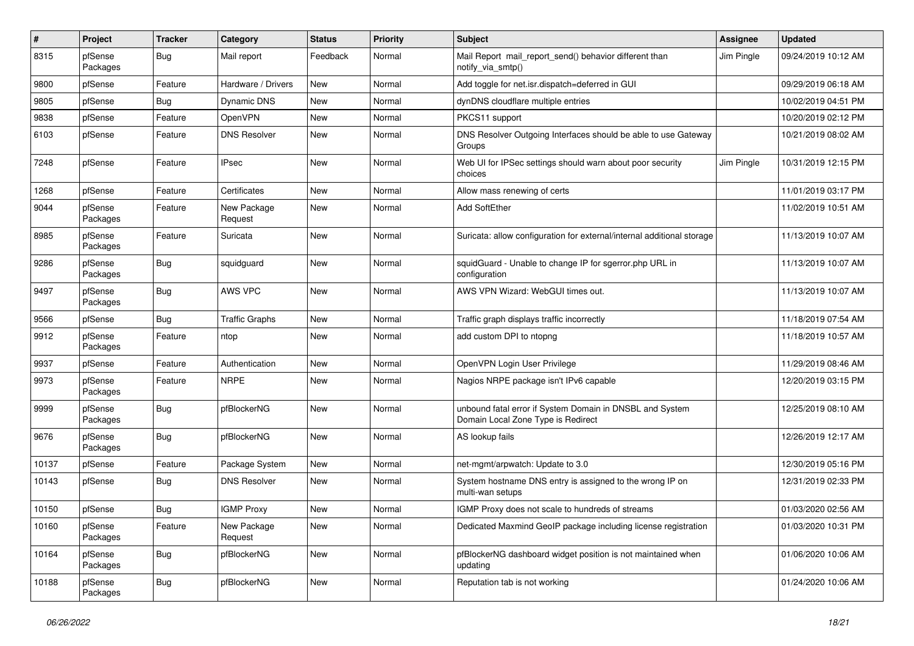| # | Project | Tracker | Category | Status | Priority | Subject | Assignee | Updated |
|---|---|---|---|---|---|---|---|---|
| 8315 | pfSense Packages | Bug | Mail report | Feedback | Normal | Mail Report mail_report_send() behavior different than notify_via_smtp() | Jim Pingle | 09/24/2019 10:12 AM |
| 9800 | pfSense | Feature | Hardware / Drivers | New | Normal | Add toggle for net.isr.dispatch=deferred in GUI | | 09/29/2019 06:18 AM |
| 9805 | pfSense | Bug | Dynamic DNS | New | Normal | dynDNS cloudflare multiple entries | | 10/02/2019 04:51 PM |
| 9838 | pfSense | Feature | OpenVPN | New | Normal | PKCS11 support | | 10/20/2019 02:12 PM |
| 6103 | pfSense | Feature | DNS Resolver | New | Normal | DNS Resolver Outgoing Interfaces should be able to use Gateway Groups | | 10/21/2019 08:02 AM |
| 7248 | pfSense | Feature | IPsec | New | Normal | Web UI for IPSec settings should warn about poor security choices | Jim Pingle | 10/31/2019 12:15 PM |
| 1268 | pfSense | Feature | Certificates | New | Normal | Allow mass renewing of certs | | 11/01/2019 03:17 PM |
| 9044 | pfSense Packages | Feature | New Package Request | New | Normal | Add SoftEther | | 11/02/2019 10:51 AM |
| 8985 | pfSense Packages | Feature | Suricata | New | Normal | Suricata: allow configuration for external/internal additional storage | | 11/13/2019 10:07 AM |
| 9286 | pfSense Packages | Bug | squidguard | New | Normal | squidGuard - Unable to change IP for sgerror.php URL in configuration | | 11/13/2019 10:07 AM |
| 9497 | pfSense Packages | Bug | AWS VPC | New | Normal | AWS VPN Wizard: WebGUI times out. | | 11/13/2019 10:07 AM |
| 9566 | pfSense | Bug | Traffic Graphs | New | Normal | Traffic graph displays traffic incorrectly | | 11/18/2019 07:54 AM |
| 9912 | pfSense Packages | Feature | ntop | New | Normal | add custom DPI to ntopng | | 11/18/2019 10:57 AM |
| 9937 | pfSense | Feature | Authentication | New | Normal | OpenVPN Login User Privilege | | 11/29/2019 08:46 AM |
| 9973 | pfSense Packages | Feature | NRPE | New | Normal | Nagios NRPE package isn't IPv6 capable | | 12/20/2019 03:15 PM |
| 9999 | pfSense Packages | Bug | pfBlockerNG | New | Normal | unbound fatal error if System Domain in DNSBL and System Domain Local Zone Type is Redirect | | 12/25/2019 08:10 AM |
| 9676 | pfSense Packages | Bug | pfBlockerNG | New | Normal | AS lookup fails | | 12/26/2019 12:17 AM |
| 10137 | pfSense | Feature | Package System | New | Normal | net-mgmt/arpwatch: Update to 3.0 | | 12/30/2019 05:16 PM |
| 10143 | pfSense | Bug | DNS Resolver | New | Normal | System hostname DNS entry is assigned to the wrong IP on multi-wan setups | | 12/31/2019 02:33 PM |
| 10150 | pfSense | Bug | IGMP Proxy | New | Normal | IGMP Proxy does not scale to hundreds of streams | | 01/03/2020 02:56 AM |
| 10160 | pfSense Packages | Feature | New Package Request | New | Normal | Dedicated Maxmind GeoIP package including license registration | | 01/03/2020 10:31 PM |
| 10164 | pfSense Packages | Bug | pfBlockerNG | New | Normal | pfBlockerNG dashboard widget position is not maintained when updating | | 01/06/2020 10:06 AM |
| 10188 | pfSense Packages | Bug | pfBlockerNG | New | Normal | Reputation tab is not working | | 01/24/2020 10:06 AM |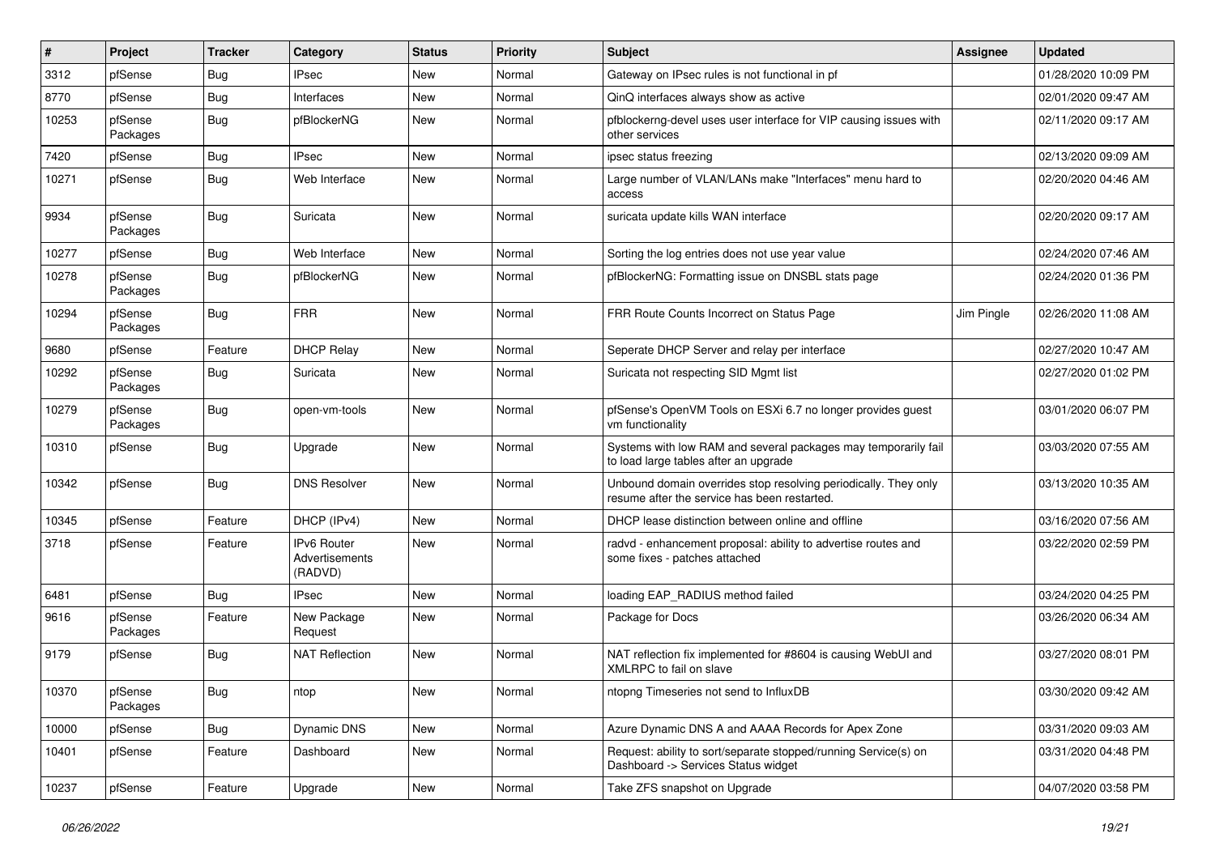| # | Project | Tracker | Category | Status | Priority | Subject | Assignee | Updated |
|---|---|---|---|---|---|---|---|---|
| 3312 | pfSense | Bug | IPsec | New | Normal | Gateway on IPsec rules is not functional in pf | | 01/28/2020 10:09 PM |
| 8770 | pfSense | Bug | Interfaces | New | Normal | QinQ interfaces always show as active | | 02/01/2020 09:47 AM |
| 10253 | pfSense Packages | Bug | pfBlockerNG | New | Normal | pfblockerng-devel uses user interface for VIP causing issues with other services | | 02/11/2020 09:17 AM |
| 7420 | pfSense | Bug | IPsec | New | Normal | ipsec status freezing | | 02/13/2020 09:09 AM |
| 10271 | pfSense | Bug | Web Interface | New | Normal | Large number of VLAN/LANs make "Interfaces" menu hard to access | | 02/20/2020 04:46 AM |
| 9934 | pfSense Packages | Bug | Suricata | New | Normal | suricata update kills WAN interface | | 02/20/2020 09:17 AM |
| 10277 | pfSense | Bug | Web Interface | New | Normal | Sorting the log entries does not use year value | | 02/24/2020 07:46 AM |
| 10278 | pfSense Packages | Bug | pfBlockerNG | New | Normal | pfBlockerNG: Formatting issue on DNSBL stats page | | 02/24/2020 01:36 PM |
| 10294 | pfSense Packages | Bug | FRR | New | Normal | FRR Route Counts Incorrect on Status Page | Jim Pingle | 02/26/2020 11:08 AM |
| 9680 | pfSense | Feature | DHCP Relay | New | Normal | Seperate DHCP Server and relay per interface | | 02/27/2020 10:47 AM |
| 10292 | pfSense Packages | Bug | Suricata | New | Normal | Suricata not respecting SID Mgmt list | | 02/27/2020 01:02 PM |
| 10279 | pfSense Packages | Bug | open-vm-tools | New | Normal | pfSense's OpenVM Tools on ESXi 6.7 no longer provides guest vm functionality | | 03/01/2020 06:07 PM |
| 10310 | pfSense | Bug | Upgrade | New | Normal | Systems with low RAM and several packages may temporarily fail to load large tables after an upgrade | | 03/03/2020 07:55 AM |
| 10342 | pfSense | Bug | DNS Resolver | New | Normal | Unbound domain overrides stop resolving periodically. They only resume after the service has been restarted. | | 03/13/2020 10:35 AM |
| 10345 | pfSense | Feature | DHCP (IPv4) | New | Normal | DHCP lease distinction between online and offline | | 03/16/2020 07:56 AM |
| 3718 | pfSense | Feature | IPv6 Router Advertisements (RADVD) | New | Normal | radvd - enhancement proposal: ability to advertise routes and some fixes - patches attached | | 03/22/2020 02:59 PM |
| 6481 | pfSense | Bug | IPsec | New | Normal | loading EAP_RADIUS method failed | | 03/24/2020 04:25 PM |
| 9616 | pfSense Packages | Feature | New Package Request | New | Normal | Package for Docs | | 03/26/2020 06:34 AM |
| 9179 | pfSense | Bug | NAT Reflection | New | Normal | NAT reflection fix implemented for #8604 is causing WebUI and XMLRPC to fail on slave | | 03/27/2020 08:01 PM |
| 10370 | pfSense Packages | Bug | ntop | New | Normal | ntopng Timeseries not send to InfluxDB | | 03/30/2020 09:42 AM |
| 10000 | pfSense | Bug | Dynamic DNS | New | Normal | Azure Dynamic DNS A and AAAA Records for Apex Zone | | 03/31/2020 09:03 AM |
| 10401 | pfSense | Feature | Dashboard | New | Normal | Request: ability to sort/separate stopped/running Service(s) on Dashboard -> Services Status widget | | 03/31/2020 04:48 PM |
| 10237 | pfSense | Feature | Upgrade | New | Normal | Take ZFS snapshot on Upgrade | | 04/07/2020 03:58 PM |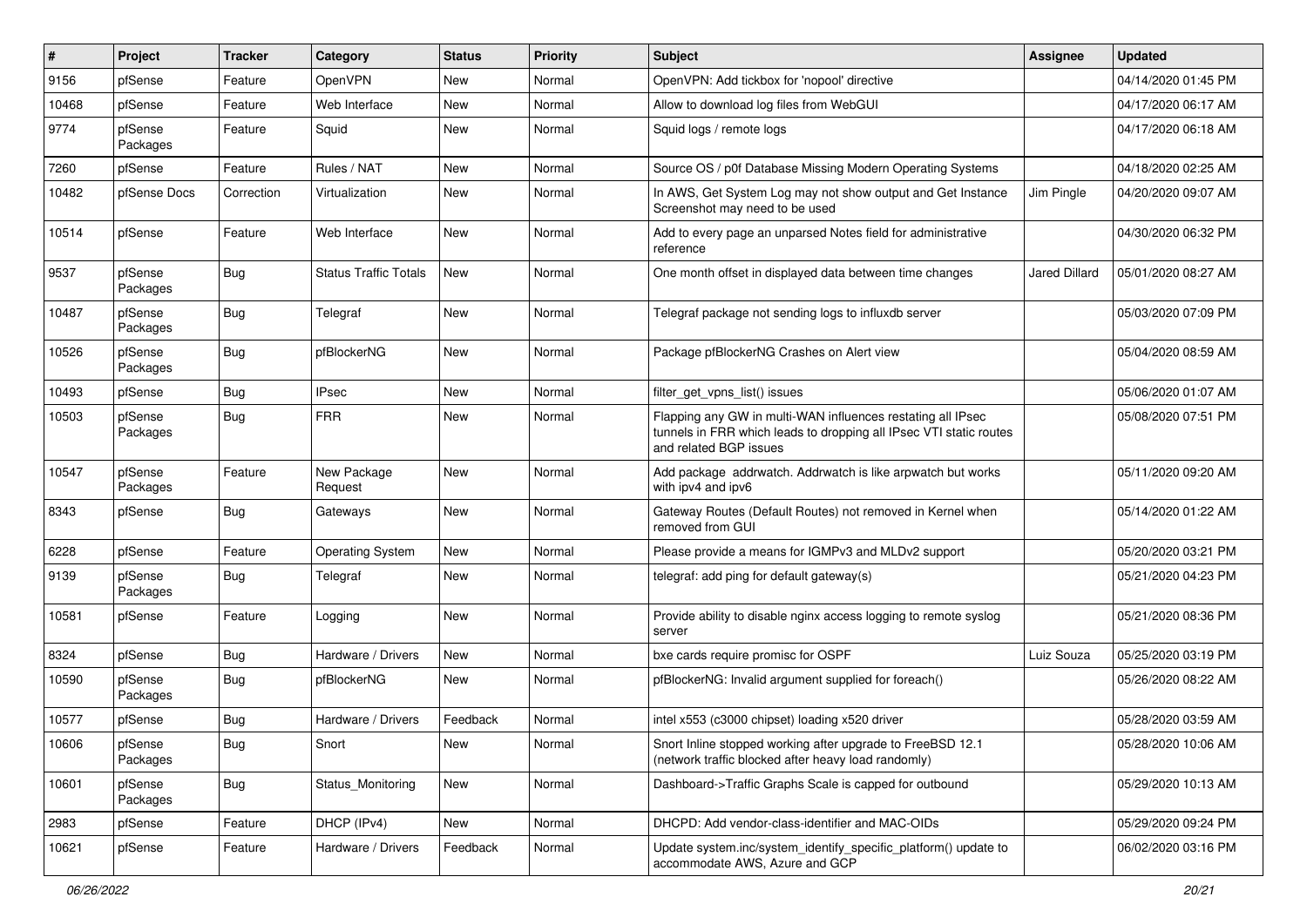| # | Project | Tracker | Category | Status | Priority | Subject | Assignee | Updated |
|---|---|---|---|---|---|---|---|---|
| 9156 | pfSense | Feature | OpenVPN | New | Normal | OpenVPN: Add tickbox for 'nopool' directive | | 04/14/2020 01:45 PM |
| 10468 | pfSense | Feature | Web Interface | New | Normal | Allow to download log files from WebGUI | | 04/17/2020 06:17 AM |
| 9774 | pfSense Packages | Feature | Squid | New | Normal | Squid logs / remote logs | | 04/17/2020 06:18 AM |
| 7260 | pfSense | Feature | Rules / NAT | New | Normal | Source OS / p0f Database Missing Modern Operating Systems | | 04/18/2020 02:25 AM |
| 10482 | pfSense Docs | Correction | Virtualization | New | Normal | In AWS, Get System Log may not show output and Get Instance Screenshot may need to be used | Jim Pingle | 04/20/2020 09:07 AM |
| 10514 | pfSense | Feature | Web Interface | New | Normal | Add to every page an unparsed Notes field for administrative reference | | 04/30/2020 06:32 PM |
| 9537 | pfSense Packages | Bug | Status Traffic Totals | New | Normal | One month offset in displayed data between time changes | Jared Dillard | 05/01/2020 08:27 AM |
| 10487 | pfSense Packages | Bug | Telegraf | New | Normal | Telegraf package not sending logs to influxdb server | | 05/03/2020 07:09 PM |
| 10526 | pfSense Packages | Bug | pfBlockerNG | New | Normal | Package pfBlockerNG Crashes on Alert view | | 05/04/2020 08:59 AM |
| 10493 | pfSense | Bug | IPsec | New | Normal | filter_get_vpns_list() issues | | 05/06/2020 01:07 AM |
| 10503 | pfSense Packages | Bug | FRR | New | Normal | Flapping any GW in multi-WAN influences restating all IPsec tunnels in FRR which leads to dropping all IPsec VTI static routes and related BGP issues | | 05/08/2020 07:51 PM |
| 10547 | pfSense Packages | Feature | New Package Request | New | Normal | Add package addrwatch. Addrwatch is like arpwatch but works with ipv4 and ipv6 | | 05/11/2020 09:20 AM |
| 8343 | pfSense | Bug | Gateways | New | Normal | Gateway Routes (Default Routes) not removed in Kernel when removed from GUI | | 05/14/2020 01:22 AM |
| 6228 | pfSense | Feature | Operating System | New | Normal | Please provide a means for IGMPv3 and MLDv2 support | | 05/20/2020 03:21 PM |
| 9139 | pfSense Packages | Bug | Telegraf | New | Normal | telegraf: add ping for default gateway(s) | | 05/21/2020 04:23 PM |
| 10581 | pfSense | Feature | Logging | New | Normal | Provide ability to disable nginx access logging to remote syslog server | | 05/21/2020 08:36 PM |
| 8324 | pfSense | Bug | Hardware / Drivers | New | Normal | bxe cards require promisc for OSPF | Luiz Souza | 05/25/2020 03:19 PM |
| 10590 | pfSense Packages | Bug | pfBlockerNG | New | Normal | pfBlockerNG: Invalid argument supplied for foreach() | | 05/26/2020 08:22 AM |
| 10577 | pfSense | Bug | Hardware / Drivers | Feedback | Normal | intel x553 (c3000 chipset) loading x520 driver | | 05/28/2020 03:59 AM |
| 10606 | pfSense Packages | Bug | Snort | New | Normal | Snort Inline stopped working after upgrade to FreeBSD 12.1 (network traffic blocked after heavy load randomly) | | 05/28/2020 10:06 AM |
| 10601 | pfSense Packages | Bug | Status_Monitoring | New | Normal | Dashboard->Traffic Graphs Scale is capped for outbound | | 05/29/2020 10:13 AM |
| 2983 | pfSense | Feature | DHCP (IPv4) | New | Normal | DHCPD: Add vendor-class-identifier and MAC-OIDs | | 05/29/2020 09:24 PM |
| 10621 | pfSense | Feature | Hardware / Drivers | Feedback | Normal | Update system.inc/system_identify_specific_platform() update to accommodate AWS, Azure and GCP | | 06/02/2020 03:16 PM |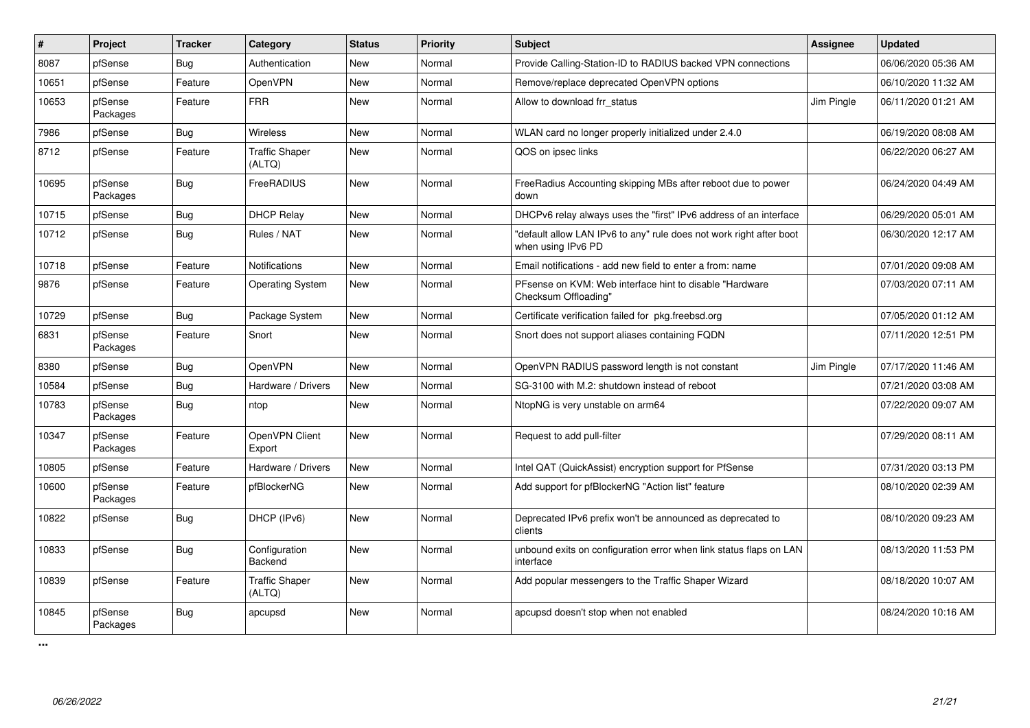| # | Project | Tracker | Category | Status | Priority | Subject | Assignee | Updated |
|---|---|---|---|---|---|---|---|---|
| 8087 | pfSense | Bug | Authentication | New | Normal | Provide Calling-Station-ID to RADIUS backed VPN connections | | 06/06/2020 05:36 AM |
| 10651 | pfSense | Feature | OpenVPN | New | Normal | Remove/replace deprecated OpenVPN options | | 06/10/2020 11:32 AM |
| 10653 | pfSense Packages | Feature | FRR | New | Normal | Allow to download frr_status | Jim Pingle | 06/11/2020 01:21 AM |
| 7986 | pfSense | Bug | Wireless | New | Normal | WLAN card no longer properly initialized under 2.4.0 | | 06/19/2020 08:08 AM |
| 8712 | pfSense | Feature | Traffic Shaper (ALTQ) | New | Normal | QOS on ipsec links | | 06/22/2020 06:27 AM |
| 10695 | pfSense Packages | Bug | FreeRADIUS | New | Normal | FreeRadius Accounting skipping MBs after reboot due to power down | | 06/24/2020 04:49 AM |
| 10715 | pfSense | Bug | DHCP Relay | New | Normal | DHCPv6 relay always uses the "first" IPv6 address of an interface | | 06/29/2020 05:01 AM |
| 10712 | pfSense | Bug | Rules / NAT | New | Normal | "default allow LAN IPv6 to any" rule does not work right after boot when using IPv6 PD | | 06/30/2020 12:17 AM |
| 10718 | pfSense | Feature | Notifications | New | Normal | Email notifications - add new field to enter a from: name | | 07/01/2020 09:08 AM |
| 9876 | pfSense | Feature | Operating System | New | Normal | PFsense on KVM: Web interface hint to disable "Hardware Checksum Offloading" | | 07/03/2020 07:11 AM |
| 10729 | pfSense | Bug | Package System | New | Normal | Certificate verification failed for pkg.freebsd.org | | 07/05/2020 01:12 AM |
| 6831 | pfSense Packages | Feature | Snort | New | Normal | Snort does not support aliases containing FQDN | | 07/11/2020 12:51 PM |
| 8380 | pfSense | Bug | OpenVPN | New | Normal | OpenVPN RADIUS password length is not constant | Jim Pingle | 07/17/2020 11:46 AM |
| 10584 | pfSense | Bug | Hardware / Drivers | New | Normal | SG-3100 with M.2: shutdown instead of reboot | | 07/21/2020 03:08 AM |
| 10783 | pfSense Packages | Bug | ntop | New | Normal | NtopNG is very unstable on arm64 | | 07/22/2020 09:07 AM |
| 10347 | pfSense Packages | Feature | OpenVPN Client Export | New | Normal | Request to add pull-filter | | 07/29/2020 08:11 AM |
| 10805 | pfSense | Feature | Hardware / Drivers | New | Normal | Intel QAT (QuickAssist) encryption support for PfSense | | 07/31/2020 03:13 PM |
| 10600 | pfSense Packages | Feature | pfBlockerNG | New | Normal | Add support for pfBlockerNG "Action list" feature | | 08/10/2020 02:39 AM |
| 10822 | pfSense | Bug | DHCP (IPv6) | New | Normal | Deprecated IPv6 prefix won't be announced as deprecated to clients | | 08/10/2020 09:23 AM |
| 10833 | pfSense | Bug | Configuration Backend | New | Normal | unbound exits on configuration error when link status flaps on LAN interface | | 08/13/2020 11:53 PM |
| 10839 | pfSense | Feature | Traffic Shaper (ALTQ) | New | Normal | Add popular messengers to the Traffic Shaper Wizard | | 08/18/2020 10:07 AM |
| 10845 | pfSense Packages | Bug | apcupsd | New | Normal | apcupsd doesn't stop when not enabled | | 08/24/2020 10:16 AM |

...